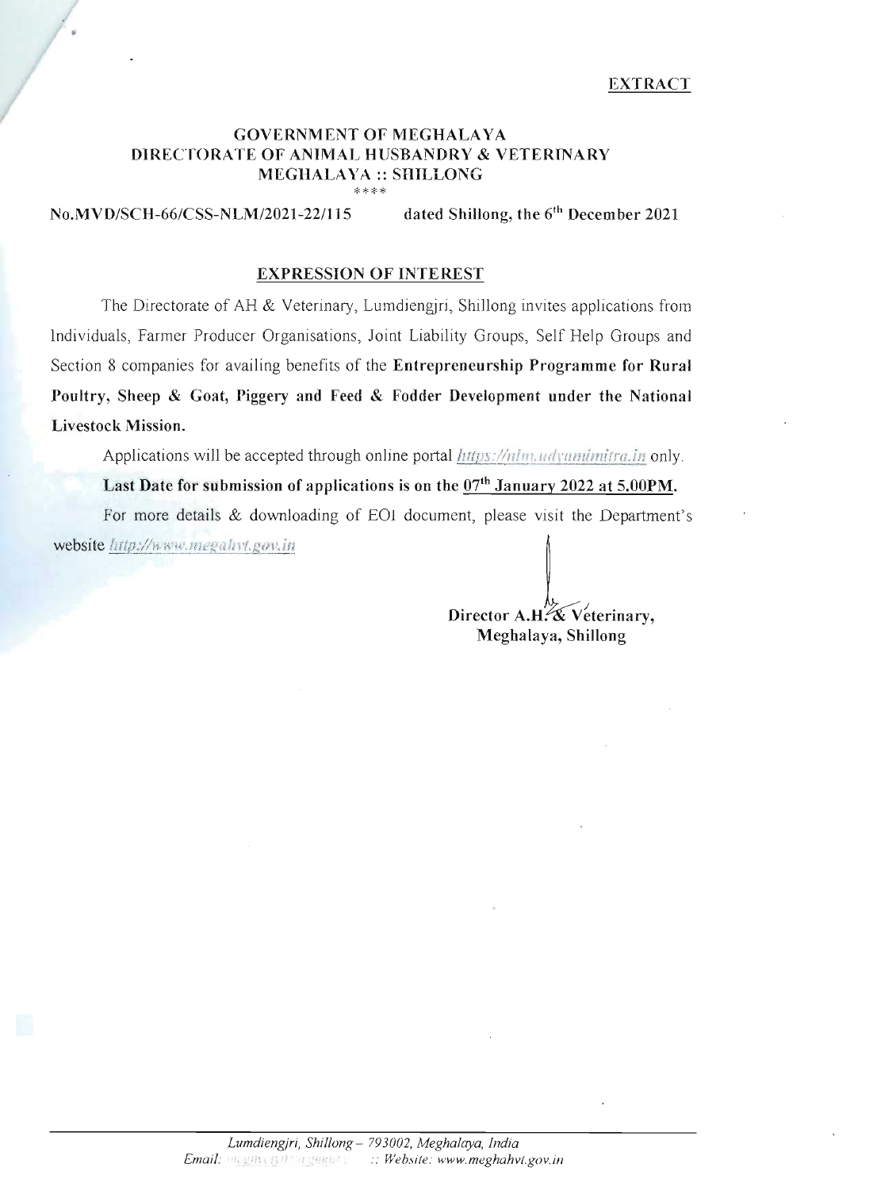EXTRACT

**GOVERNMENT OF MEGHALAYA**
**DIRECTORATE OF ANIMAL HUSBANDRY & VETERINARY**
**MEGHALAYA :: SHILLONG**

\*\*\*\*

**No.MVD/SCH-66/CSS-NLM/2021-22/115** **dated Shillong, the 6th December 2021**

## EXPRESSION OF INTEREST

The Directorate of AH & Veterinary, Lumdiengjri, Shillong invites applications from Individuals, Farmer Producer Organisations, Joint Liability Groups, Self Help Groups and Section 8 companies for availing benefits of the **Entrepreneurship Programme for Rural Poultry, Sheep & Goat, Piggery and Feed & Fodder Development under the National Livestock Mission.**

Applications will be accepted through online portal *https://nlm.udyamimitra.in* only.

**Last Date for submission of applications is on the 07th January 2022 at 5.00PM.**

For more details & downloading of EOI document, please visit the Department's website *http://www.megahvt.gov.in*

**Director A.H. & Veterinary,**
**Meghalaya, Shillong**

*Lumdiengjri, Shillong – 793002, Meghalaya, India*
*Email: :: Website: www.meghahvt.gov.in*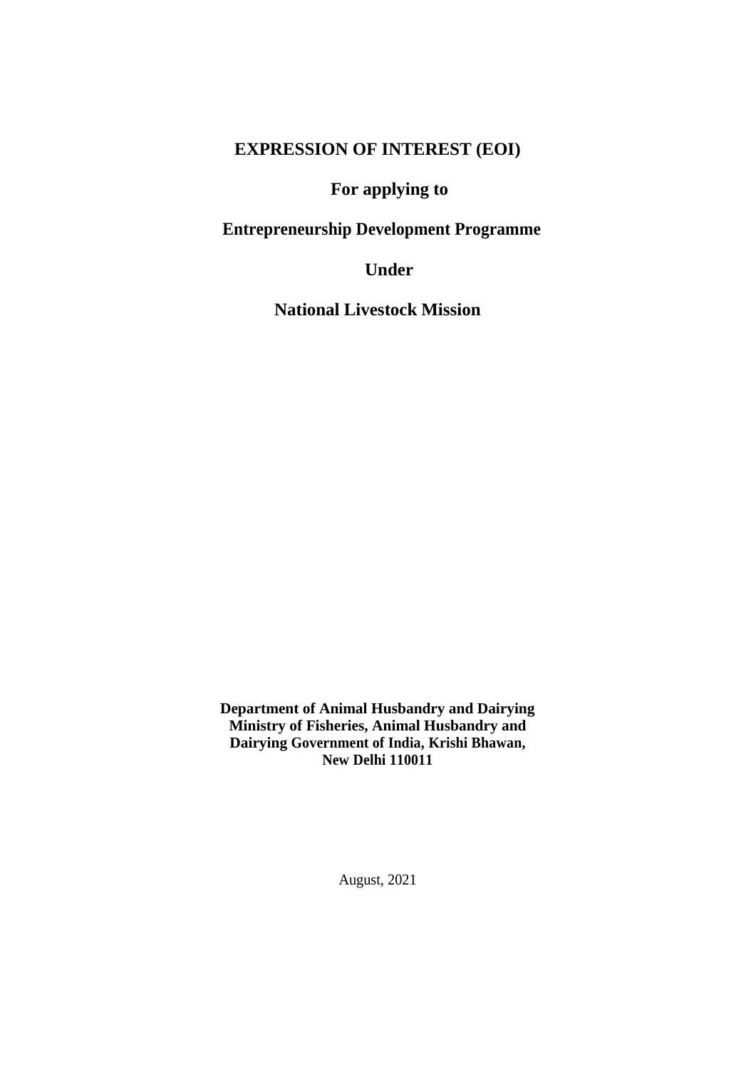# EXPRESSION OF INTEREST (EOI)

## For applying to

## Entrepreneurship Development Programme

## Under

## National Livestock Mission

**Department of Animal Husbandry and Dairying**
**Ministry of Fisheries, Animal Husbandry and Dairying Government of India, Krishi Bhawan, New Delhi 110011**

August, 2021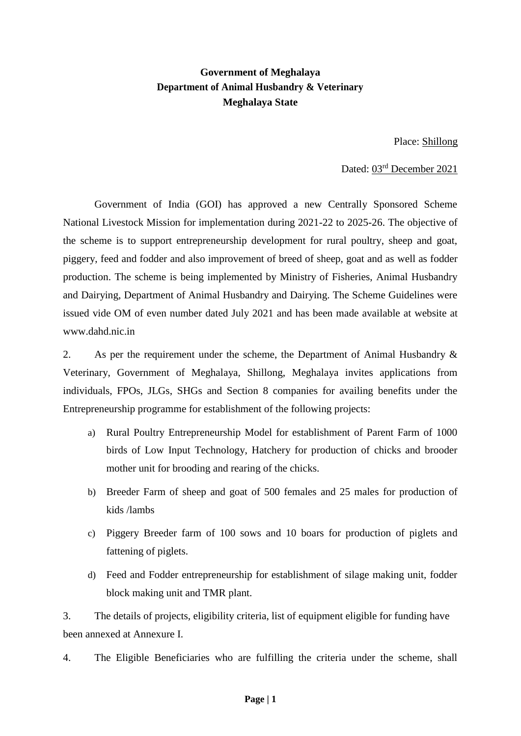**Government of Meghalaya**
**Department of Animal Husbandry & Veterinary**
**Meghalaya State**

Place: Shillong

Dated: 03rd December 2021

Government of India (GOI) has approved a new Centrally Sponsored Scheme National Livestock Mission for implementation during 2021-22 to 2025-26. The objective of the scheme is to support entrepreneurship development for rural poultry, sheep and goat, piggery, feed and fodder and also improvement of breed of sheep, goat and as well as fodder production. The scheme is being implemented by Ministry of Fisheries, Animal Husbandry and Dairying, Department of Animal Husbandry and Dairying. The Scheme Guidelines were issued vide OM of even number dated July 2021 and has been made available at website at www.dahd.nic.in

2. As per the requirement under the scheme, the Department of Animal Husbandry & Veterinary, Government of Meghalaya, Shillong, Meghalaya invites applications from individuals, FPOs, JLGs, SHGs and Section 8 companies for availing benefits under the Entrepreneurship programme for establishment of the following projects:

a) Rural Poultry Entrepreneurship Model for establishment of Parent Farm of 1000 birds of Low Input Technology, Hatchery for production of chicks and brooder mother unit for brooding and rearing of the chicks.

b) Breeder Farm of sheep and goat of 500 females and 25 males for production of kids /lambs

c) Piggery Breeder farm of 100 sows and 10 boars for production of piglets and fattening of piglets.

d) Feed and Fodder entrepreneurship for establishment of silage making unit, fodder block making unit and TMR plant.

3. The details of projects, eligibility criteria, list of equipment eligible for funding have been annexed at Annexure I.

4. The Eligible Beneficiaries who are fulfilling the criteria under the scheme, shall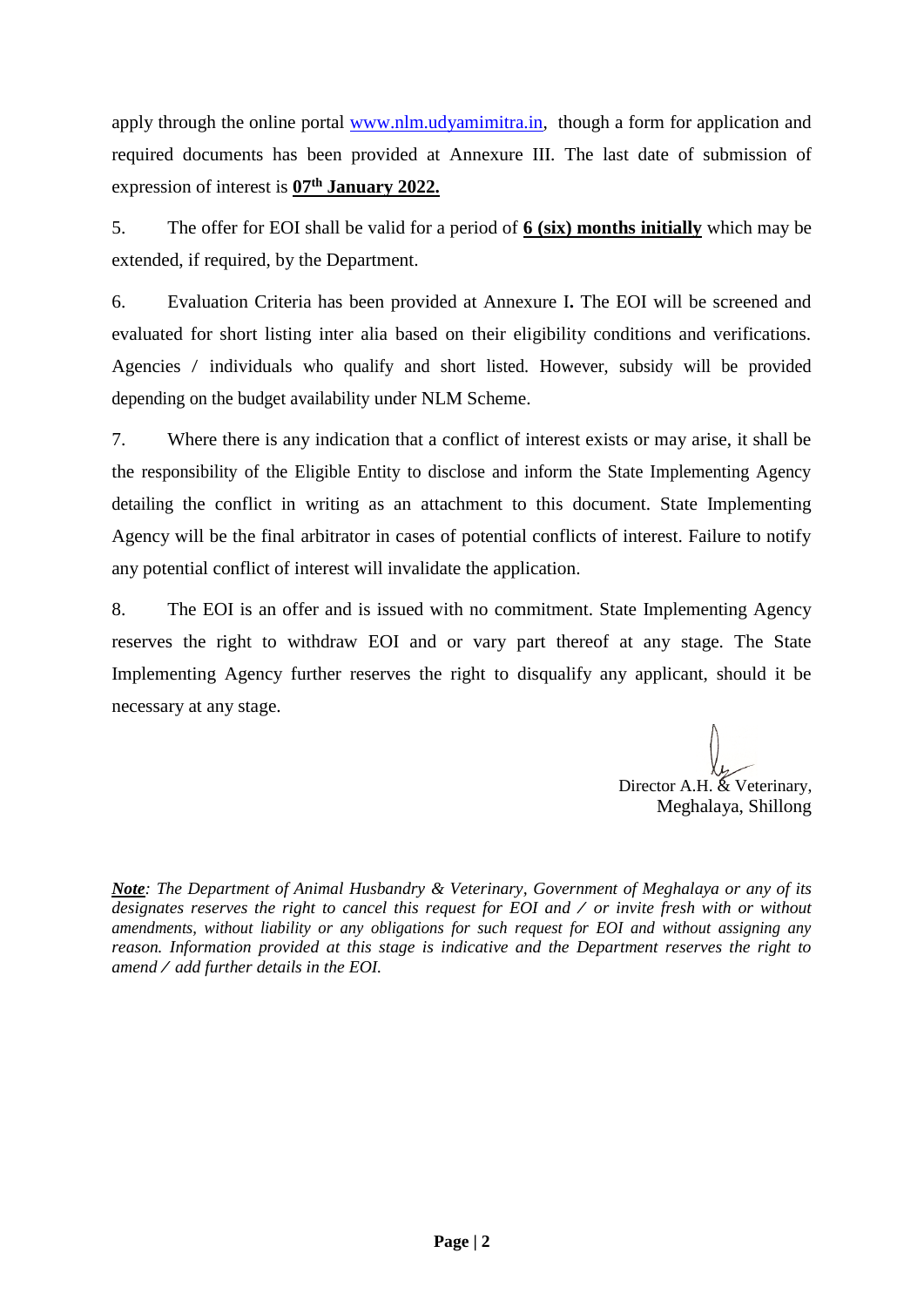apply through the online portal www.nlm.udyamimitra.in, though a form for application and required documents has been provided at Annexure III. The last date of submission of expression of interest is **07th January 2022.**

5. The offer for EOI shall be valid for a period of **6 (six) months initially** which may be extended, if required, by the Department.

6. Evaluation Criteria has been provided at Annexure I**.** The EOI will be screened and evaluated for short listing inter alia based on their eligibility conditions and verifications. Agencies / individuals who qualify and short listed. However, subsidy will be provided depending on the budget availability under NLM Scheme.

7. Where there is any indication that a conflict of interest exists or may arise, it shall be the responsibility of the Eligible Entity to disclose and inform the State Implementing Agency detailing the conflict in writing as an attachment to this document. State Implementing Agency will be the final arbitrator in cases of potential conflicts of interest. Failure to notify any potential conflict of interest will invalidate the application.

8. The EOI is an offer and is issued with no commitment. State Implementing Agency reserves the right to withdraw EOI and or vary part thereof at any stage. The State Implementing Agency further reserves the right to disqualify any applicant, should it be necessary at any stage.

Director A.H. & Veterinary,
Meghalaya, Shillong

***Note***: *The Department of Animal Husbandry & Veterinary, Government of Meghalaya or any of its designates reserves the right to cancel this request for EOI and / or invite fresh with or without amendments, without liability or any obligations for such request for EOI and without assigning any reason. Information provided at this stage is indicative and the Department reserves the right to amend / add further details in the EOI.*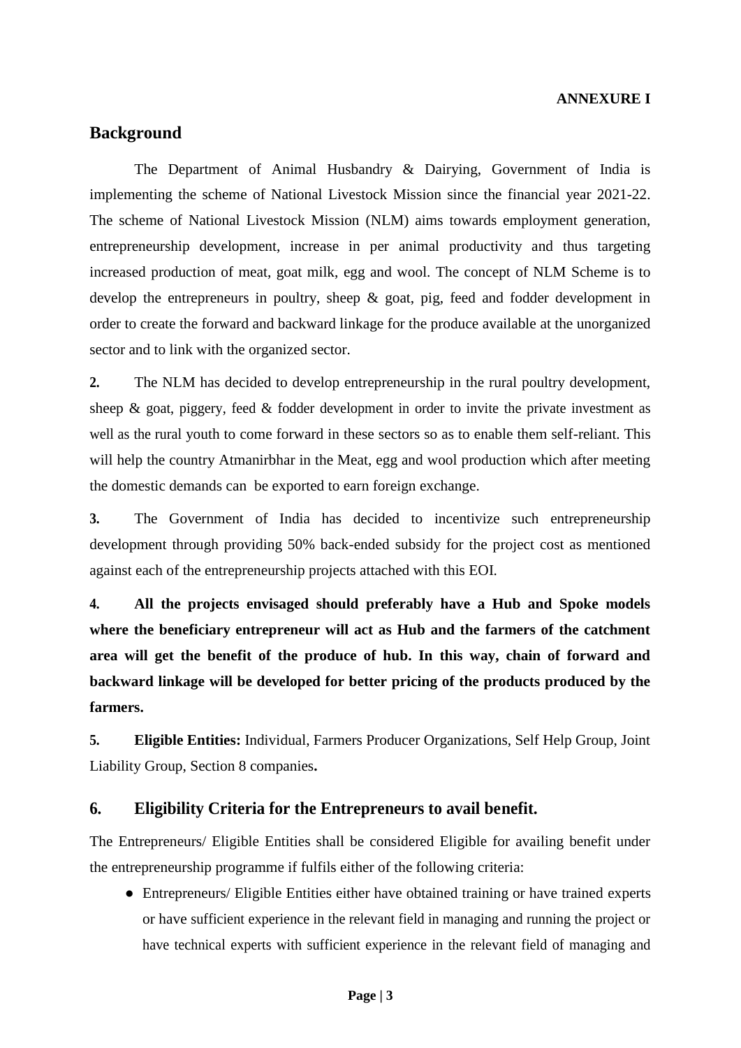**ANNEXURE I**

## Background

The Department of Animal Husbandry & Dairying, Government of India is implementing the scheme of National Livestock Mission since the financial year 2021-22. The scheme of National Livestock Mission (NLM) aims towards employment generation, entrepreneurship development, increase in per animal productivity and thus targeting increased production of meat, goat milk, egg and wool. The concept of NLM Scheme is to develop the entrepreneurs in poultry, sheep & goat, pig, feed and fodder development in order to create the forward and backward linkage for the produce available at the unorganized sector and to link with the organized sector.

**2.** The NLM has decided to develop entrepreneurship in the rural poultry development, sheep & goat, piggery, feed & fodder development in order to invite the private investment as well as the rural youth to come forward in these sectors so as to enable them self-reliant. This will help the country Atmanirbhar in the Meat, egg and wool production which after meeting the domestic demands can be exported to earn foreign exchange.

**3.** The Government of India has decided to incentivize such entrepreneurship development through providing 50% back-ended subsidy for the project cost as mentioned against each of the entrepreneurship projects attached with this EOI.

**4. All the projects envisaged should preferably have a Hub and Spoke models where the beneficiary entrepreneur will act as Hub and the farmers of the catchment area will get the benefit of the produce of hub. In this way, chain of forward and backward linkage will be developed for better pricing of the products produced by the farmers.**

**5. Eligible Entities:** Individual, Farmers Producer Organizations, Self Help Group, Joint Liability Group, Section 8 companies**.**

## 6. Eligibility Criteria for the Entrepreneurs to avail benefit.

The Entrepreneurs/ Eligible Entities shall be considered Eligible for availing benefit under the entrepreneurship programme if fulfils either of the following criteria:

- Entrepreneurs/ Eligible Entities either have obtained training or have trained experts or have sufficient experience in the relevant field in managing and running the project or have technical experts with sufficient experience in the relevant field of managing and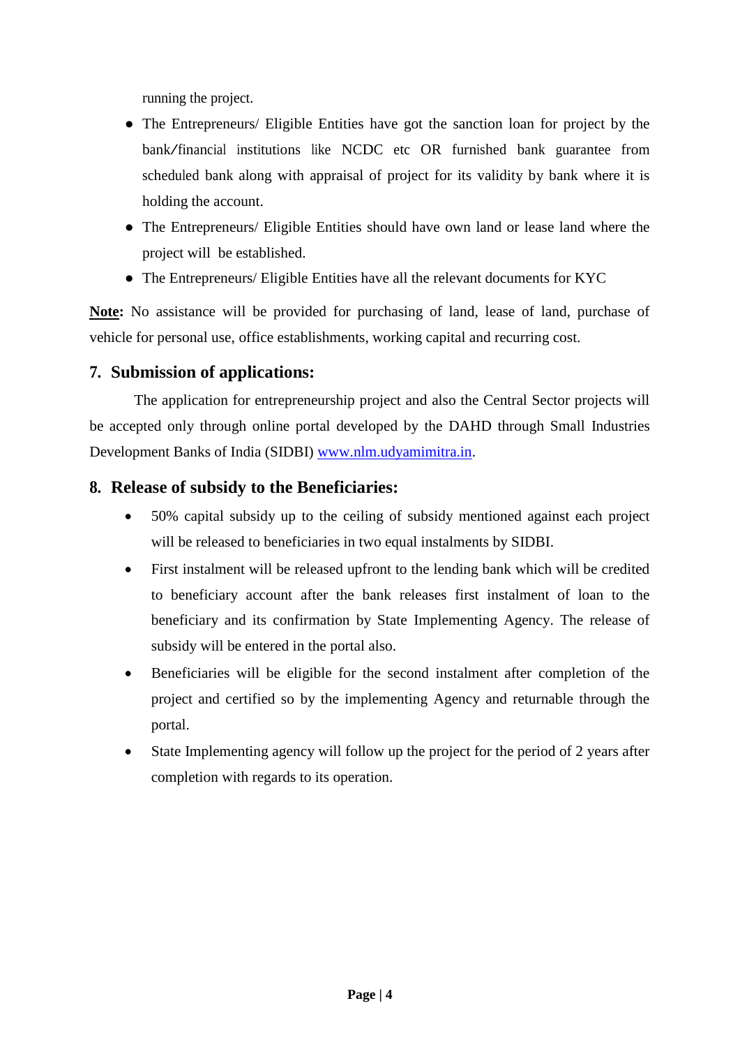running the project.

- The Entrepreneurs/ Eligible Entities have got the sanction loan for project by the bank/financial institutions like NCDC etc OR furnished bank guarantee from scheduled bank along with appraisal of project for its validity by bank where it is holding the account.
- The Entrepreneurs/ Eligible Entities should have own land or lease land where the project will be established.
- The Entrepreneurs/ Eligible Entities have all the relevant documents for KYC

**Note:** No assistance will be provided for purchasing of land, lease of land, purchase of vehicle for personal use, office establishments, working capital and recurring cost.

## 7. Submission of applications:

The application for entrepreneurship project and also the Central Sector projects will be accepted only through online portal developed by the DAHD through Small Industries Development Banks of India (SIDBI) www.nlm.udyamimitra.in.

## 8. Release of subsidy to the Beneficiaries:

- 50% capital subsidy up to the ceiling of subsidy mentioned against each project will be released to beneficiaries in two equal instalments by SIDBI.
- First instalment will be released upfront to the lending bank which will be credited to beneficiary account after the bank releases first instalment of loan to the beneficiary and its confirmation by State Implementing Agency. The release of subsidy will be entered in the portal also.
- Beneficiaries will be eligible for the second instalment after completion of the project and certified so by the implementing Agency and returnable through the portal.
- State Implementing agency will follow up the project for the period of 2 years after completion with regards to its operation.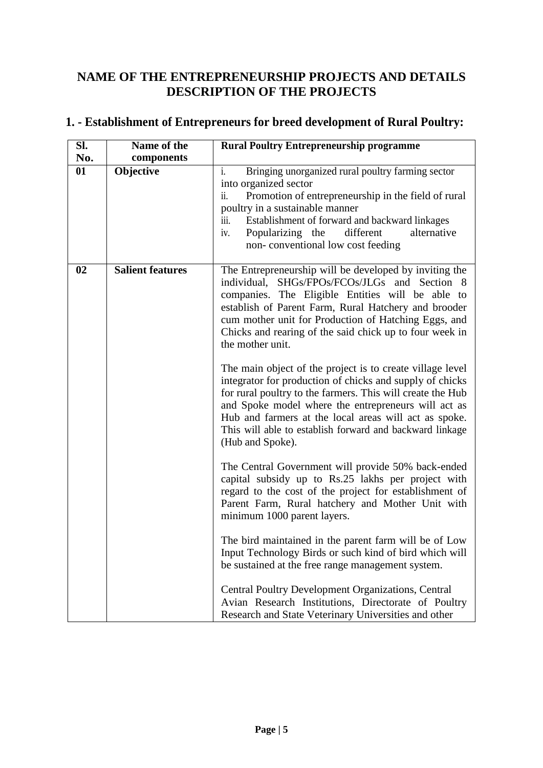# NAME OF THE ENTREPRENEURSHIP PROJECTS AND DETAILS DESCRIPTION OF THE PROJECTS

## 1. - Establishment of Entrepreneurs for breed development of Rural Poultry:

| Sl. No. | Name of the components | Rural Poultry Entrepreneurship programme |
|---|---|---|
| 01 | **Objective** | i. Bringing unorganized rural poultry farming sector into organized sector<br>ii. Promotion of entrepreneurship in the field of rural poultry in a sustainable manner<br>iii. Establishment of forward and backward linkages<br>iv. Popularizing the different alternative non- conventional low cost feeding |
| 02 | **Salient features** | The Entrepreneurship will be developed by inviting the individual, SHGs/FPOs/FCOs/JLGs and Section 8 companies. The Eligible Entities will be able to establish of Parent Farm, Rural Hatchery and brooder cum mother unit for Production of Hatching Eggs, and Chicks and rearing of the said chick up to four week in the mother unit.<br><br>The main object of the project is to create village level integrator for production of chicks and supply of chicks for rural poultry to the farmers. This will create the Hub and Spoke model where the entrepreneurs will act as Hub and farmers at the local areas will act as spoke. This will able to establish forward and backward linkage (Hub and Spoke).<br><br>The Central Government will provide 50% back-ended capital subsidy up to Rs.25 lakhs per project with regard to the cost of the project for establishment of Parent Farm, Rural hatchery and Mother Unit with minimum 1000 parent layers.<br><br>The bird maintained in the parent farm will be of Low Input Technology Birds or such kind of bird which will be sustained at the free range management system.<br><br>Central Poultry Development Organizations, Central Avian Research Institutions, Directorate of Poultry Research and State Veterinary Universities and other |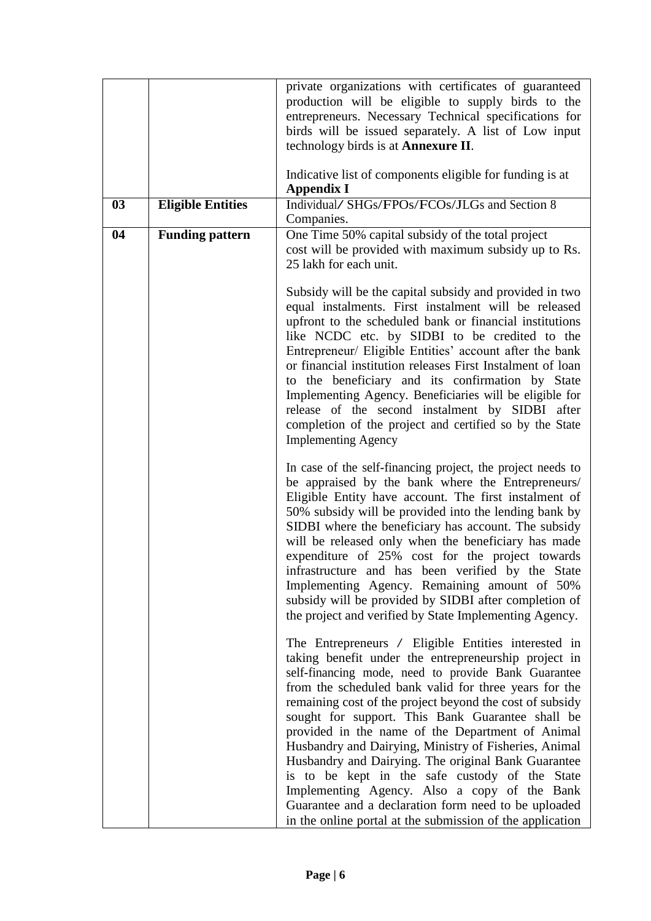| | | |
|---|---|---|
| | | private organizations with certificates of guaranteed production will be eligible to supply birds to the entrepreneurs. Necessary Technical specifications for birds will be issued separately. A list of Low input technology birds is at **Annexure II**.<br><br>Indicative list of components eligible for funding is at **Appendix I** |
| **03** | **Eligible Entities** | Individual/ SHGs/FPOs/FCOs/JLGs and Section 8 Companies. |
| **04** | **Funding pattern** | One Time 50% capital subsidy of the total project cost will be provided with maximum subsidy up to Rs. 25 lakh for each unit.<br><br>Subsidy will be the capital subsidy and provided in two equal instalments. First instalment will be released upfront to the scheduled bank or financial institutions like NCDC etc. by SIDBI to be credited to the Entrepreneur/ Eligible Entities' account after the bank or financial institution releases First Instalment of loan to the beneficiary and its confirmation by State Implementing Agency. Beneficiaries will be eligible for release of the second instalment by SIDBI after completion of the project and certified so by the State Implementing Agency<br><br>In case of the self-financing project, the project needs to be appraised by the bank where the Entrepreneurs/ Eligible Entity have account. The first instalment of 50% subsidy will be provided into the lending bank by SIDBI where the beneficiary has account. The subsidy will be released only when the beneficiary has made expenditure of 25% cost for the project towards infrastructure and has been verified by the State Implementing Agency. Remaining amount of 50% subsidy will be provided by SIDBI after completion of the project and verified by State Implementing Agency.<br><br>The Entrepreneurs / Eligible Entities interested in taking benefit under the entrepreneurship project in self-financing mode, need to provide Bank Guarantee from the scheduled bank valid for three years for the remaining cost of the project beyond the cost of subsidy sought for support. This Bank Guarantee shall be provided in the name of the Department of Animal Husbandry and Dairying, Ministry of Fisheries, Animal Husbandry and Dairying. The original Bank Guarantee is to be kept in the safe custody of the State Implementing Agency. Also a copy of the Bank Guarantee and a declaration form need to be uploaded in the online portal at the submission of the application |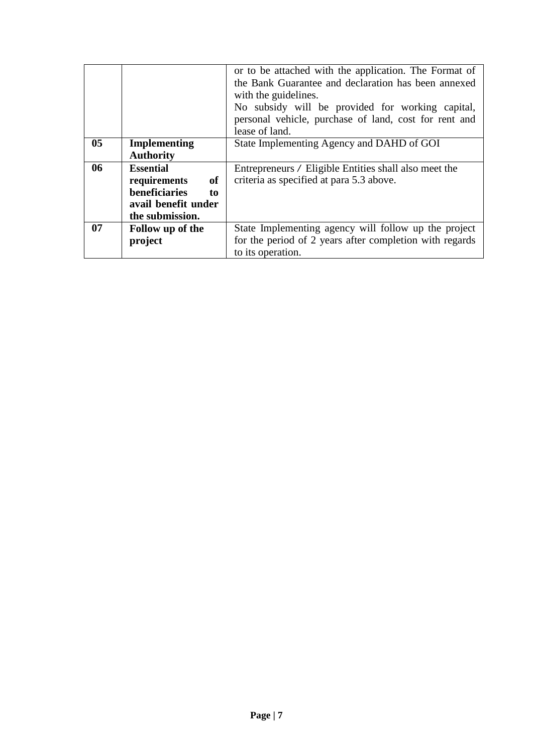| | | |
|---|---|---|
| | | or to be attached with the application. The Format of the Bank Guarantee and declaration has been annexed with the guidelines.<br>No subsidy will be provided for working capital, personal vehicle, purchase of land, cost for rent and lease of land. |
| **05** | **Implementing Authority** | State Implementing Agency and DAHD of GOI |
| **06** | **Essential requirements of beneficiaries to avail benefit under the submission.** | Entrepreneurs / Eligible Entities shall also meet the criteria as specified at para 5.3 above. |
| **07** | **Follow up of the project** | State Implementing agency will follow up the project for the period of 2 years after completion with regards to its operation. |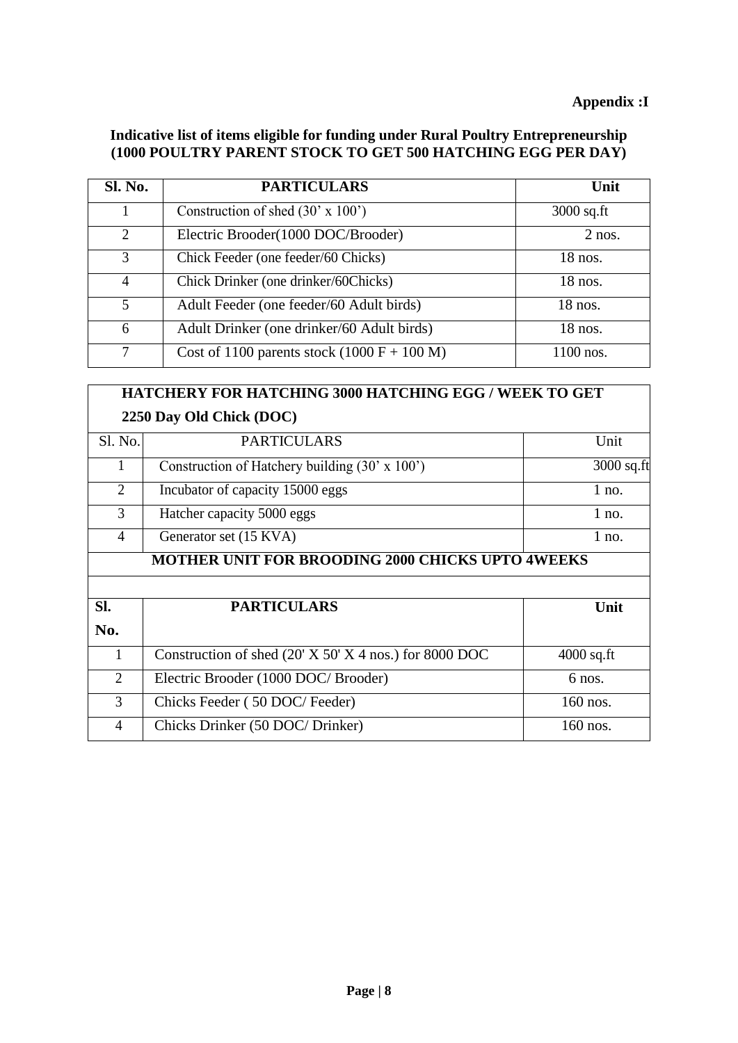**Appendix :I**

**Indicative list of items eligible for funding under Rural Poultry Entrepreneurship (1000 POULTRY PARENT STOCK TO GET 500 HATCHING EGG PER DAY)**

| Sl. No. | PARTICULARS | Unit |
|---|---|---|
| 1 | Construction of shed (30' x 100') | 3000 sq.ft |
| 2 | Electric Brooder(1000 DOC/Brooder) | 2 nos. |
| 3 | Chick Feeder (one feeder/60 Chicks) | 18 nos. |
| 4 | Chick Drinker (one drinker/60Chicks) | 18 nos. |
| 5 | Adult Feeder (one feeder/60 Adult birds) | 18 nos. |
| 6 | Adult Drinker (one drinker/60 Adult birds) | 18 nos. |
| 7 | Cost of 1100 parents stock (1000 F + 100 M) | 1100 nos. |

**HATCHERY FOR HATCHING 3000 HATCHING EGG / WEEK TO GET 2250 Day Old Chick (DOC)**

| Sl. No. | PARTICULARS | Unit |
|---|---|---|
| 1 | Construction of Hatchery building (30' x 100') | 3000 sq.ft |
| 2 | Incubator of capacity 15000 eggs | 1 no. |
| 3 | Hatcher capacity 5000 eggs | 1 no. |
| 4 | Generator set (15 KVA) | 1 no. |

**MOTHER UNIT FOR BROODING 2000 CHICKS UPTO 4WEEKS**

| Sl. No. | PARTICULARS | Unit |
|---|---|---|
| 1 | Construction of shed (20' X 50' X 4 nos.) for 8000 DOC | 4000 sq.ft |
| 2 | Electric Brooder (1000 DOC/ Brooder) | 6 nos. |
| 3 | Chicks Feeder ( 50 DOC/ Feeder) | 160 nos. |
| 4 | Chicks Drinker (50 DOC/ Drinker) | 160 nos. |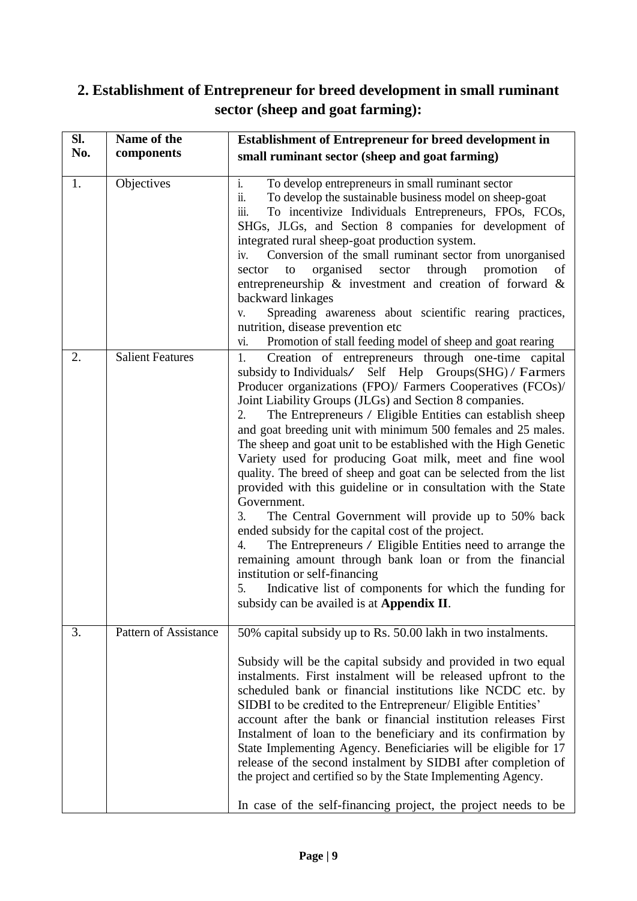## 2. Establishment of Entrepreneur for breed development in small ruminant sector (sheep and goat farming):

| Sl. No. | Name of the components | Establishment of Entrepreneur for breed development in small ruminant sector (sheep and goat farming) |
|---|---|---|
| 1. | Objectives | i. To develop entrepreneurs in small ruminant sector<br>ii. To develop the sustainable business model on sheep-goat<br>iii. To incentivize Individuals Entrepreneurs, FPOs, FCOs, SHGs, JLGs, and Section 8 companies for development of integrated rural sheep-goat production system.<br>iv. Conversion of the small ruminant sector from unorganised sector to organised sector through promotion of entrepreneurship & investment and creation of forward & backward linkages<br>v. Spreading awareness about scientific rearing practices, nutrition, disease prevention etc<br>vi. Promotion of stall feeding model of sheep and goat rearing |
| 2. | Salient Features | 1. Creation of entrepreneurs through one-time capital subsidy to Individuals/ Self Help Groups(SHG) / Farmers Producer organizations (FPO)/ Farmers Cooperatives (FCOs)/ Joint Liability Groups (JLGs) and Section 8 companies.<br>2. The Entrepreneurs / Eligible Entities can establish sheep and goat breeding unit with minimum 500 females and 25 males. The sheep and goat unit to be established with the High Genetic Variety used for producing Goat milk, meet and fine wool quality. The breed of sheep and goat can be selected from the list provided with this guideline or in consultation with the State Government.<br>3. The Central Government will provide up to 50% back ended subsidy for the capital cost of the project.<br>4. The Entrepreneurs / Eligible Entities need to arrange the remaining amount through bank loan or from the financial institution or self-financing<br>5. Indicative list of components for which the funding for subsidy can be availed is at **Appendix II**. |
| 3. | Pattern of Assistance | 50% capital subsidy up to Rs. 50.00 lakh in two instalments.<br><br>Subsidy will be the capital subsidy and provided in two equal instalments. First instalment will be released upfront to the scheduled bank or financial institutions like NCDC etc. by SIDBI to be credited to the Entrepreneur/ Eligible Entities' account after the bank or financial institution releases First Instalment of loan to the beneficiary and its confirmation by State Implementing Agency. Beneficiaries will be eligible for 17 release of the second instalment by SIDBI after completion of the project and certified so by the State Implementing Agency.<br><br>In case of the self-financing project, the project needs to be |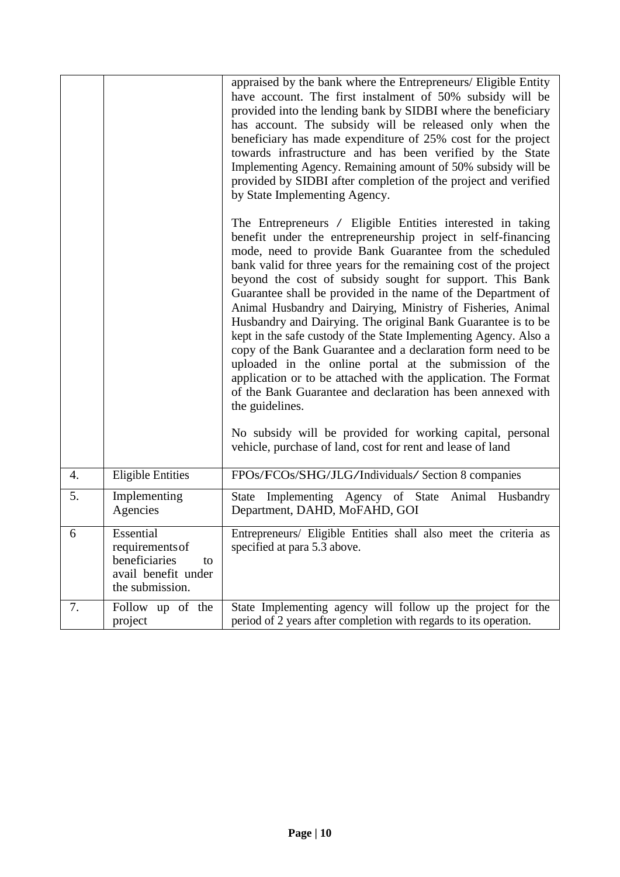| | | |
|---|---|---|
| | | appraised by the bank where the Entrepreneurs/ Eligible Entity have account. The first instalment of 50% subsidy will be provided into the lending bank by SIDBI where the beneficiary has account. The subsidy will be released only when the beneficiary has made expenditure of 25% cost for the project towards infrastructure and has been verified by the State Implementing Agency. Remaining amount of 50% subsidy will be provided by SIDBI after completion of the project and verified by State Implementing Agency.<br><br>The Entrepreneurs / Eligible Entities interested in taking benefit under the entrepreneurship project in self-financing mode, need to provide Bank Guarantee from the scheduled bank valid for three years for the remaining cost of the project beyond the cost of subsidy sought for support. This Bank Guarantee shall be provided in the name of the Department of Animal Husbandry and Dairying, Ministry of Fisheries, Animal Husbandry and Dairying. The original Bank Guarantee is to be kept in the safe custody of the State Implementing Agency. Also a copy of the Bank Guarantee and a declaration form need to be uploaded in the online portal at the submission of the application or to be attached with the application. The Format of the Bank Guarantee and declaration has been annexed with the guidelines.<br><br>No subsidy will be provided for working capital, personal vehicle, purchase of land, cost for rent and lease of land |
| 4. | Eligible Entities | FPOs/FCOs/SHG/JLG/Individuals/ Section 8 companies |
| 5. | Implementing Agencies | State Implementing Agency of State Animal Husbandry Department, DAHD, MoFAHD, GOI |
| 6 | Essential requirements of beneficiaries to avail benefit under the submission. | Entrepreneurs/ Eligible Entities shall also meet the criteria as specified at para 5.3 above. |
| 7. | Follow up of the project | State Implementing agency will follow up the project for the period of 2 years after completion with regards to its operation. |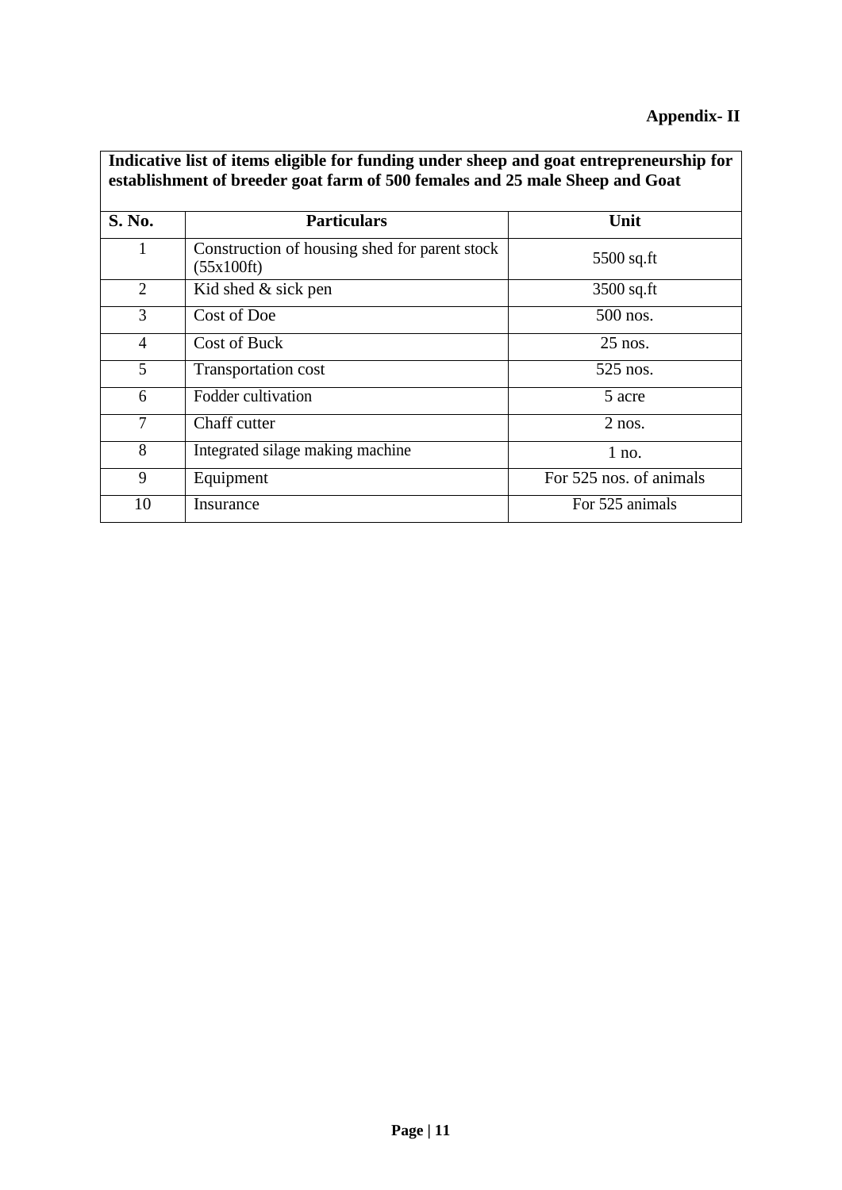**Appendix- II**

**Indicative list of items eligible for funding under sheep and goat entrepreneurship for establishment of breeder goat farm of 500 females and 25 male Sheep and Goat**

| S. No. | Particulars | Unit |
|---|---|---|
| 1 | Construction of housing shed for parent stock (55x100ft) | 5500 sq.ft |
| 2 | Kid shed & sick pen | 3500 sq.ft |
| 3 | Cost of Doe | 500 nos. |
| 4 | Cost of Buck | 25 nos. |
| 5 | Transportation cost | 525 nos. |
| 6 | Fodder cultivation | 5 acre |
| 7 | Chaff cutter | 2 nos. |
| 8 | Integrated silage making machine | 1 no. |
| 9 | Equipment | For 525 nos. of animals |
| 10 | Insurance | For 525 animals |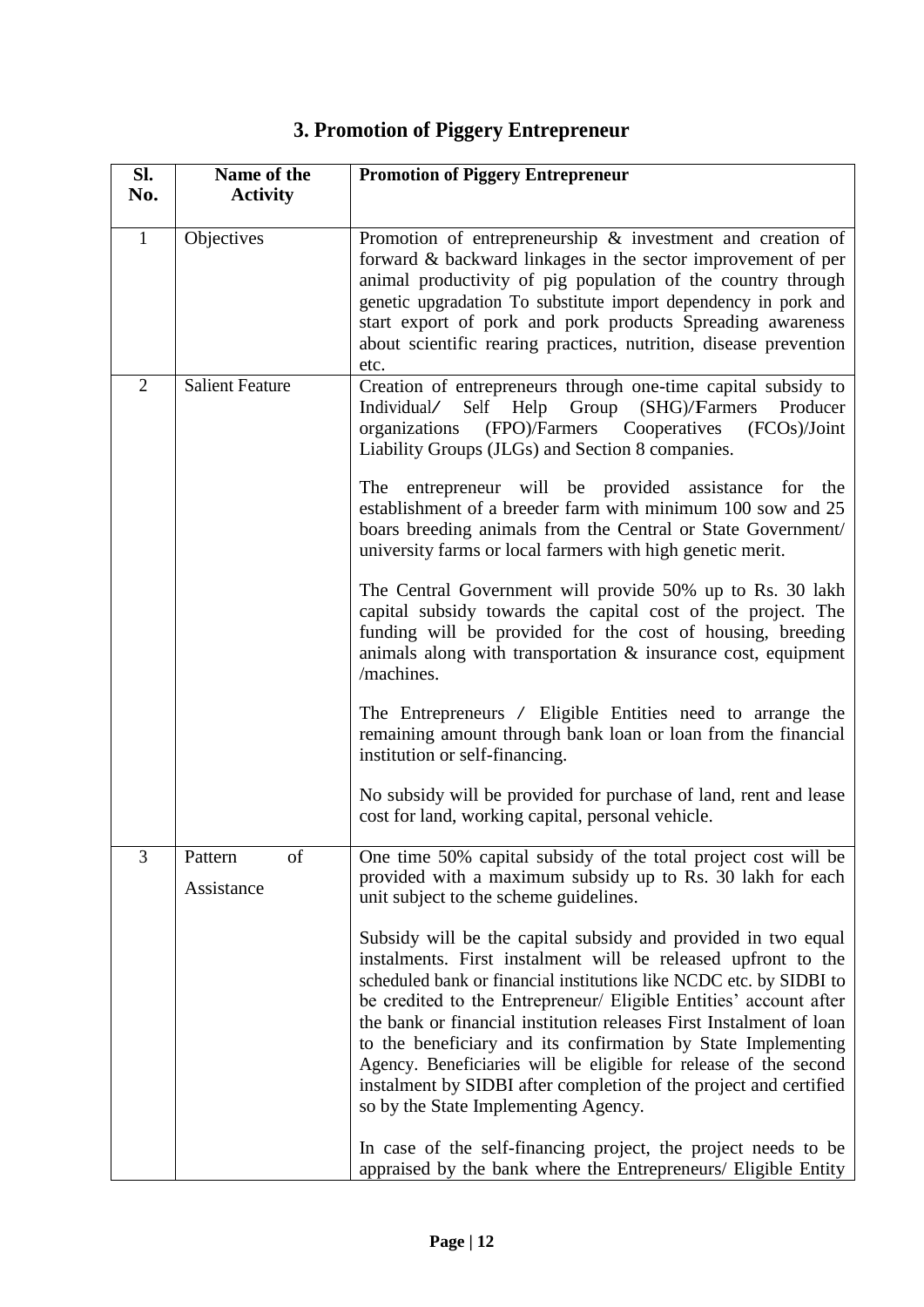# 3. Promotion of Piggery Entrepreneur

| Sl. No. | Name of the Activity | Promotion of Piggery Entrepreneur |
|---|---|---|
| 1 | Objectives | Promotion of entrepreneurship & investment and creation of forward & backward linkages in the sector improvement of per animal productivity of pig population of the country through genetic upgradation To substitute import dependency in pork and start export of pork and pork products Spreading awareness about scientific rearing practices, nutrition, disease prevention etc. |
| 2 | Salient Feature | Creation of entrepreneurs through one-time capital subsidy to Individual/ Self Help Group (SHG)/Farmers Producer organizations (FPO)/Farmers Cooperatives (FCOs)/Joint Liability Groups (JLGs) and Section 8 companies.<br><br>The entrepreneur will be provided assistance for the establishment of a breeder farm with minimum 100 sow and 25 boars breeding animals from the Central or State Government/ university farms or local farmers with high genetic merit.<br><br>The Central Government will provide 50% up to Rs. 30 lakh capital subsidy towards the capital cost of the project. The funding will be provided for the cost of housing, breeding animals along with transportation & insurance cost, equipment /machines.<br><br>The Entrepreneurs / Eligible Entities need to arrange the remaining amount through bank loan or loan from the financial institution or self-financing.<br><br>No subsidy will be provided for purchase of land, rent and lease cost for land, working capital, personal vehicle. |
| 3 | Pattern of Assistance | One time 50% capital subsidy of the total project cost will be provided with a maximum subsidy up to Rs. 30 lakh for each unit subject to the scheme guidelines.<br><br>Subsidy will be the capital subsidy and provided in two equal instalments. First instalment will be released upfront to the scheduled bank or financial institutions like NCDC etc. by SIDBI to be credited to the Entrepreneur/ Eligible Entities' account after the bank or financial institution releases First Instalment of loan to the beneficiary and its confirmation by State Implementing Agency. Beneficiaries will be eligible for release of the second instalment by SIDBI after completion of the project and certified so by the State Implementing Agency.<br><br>In case of the self-financing project, the project needs to be appraised by the bank where the Entrepreneurs/ Eligible Entity |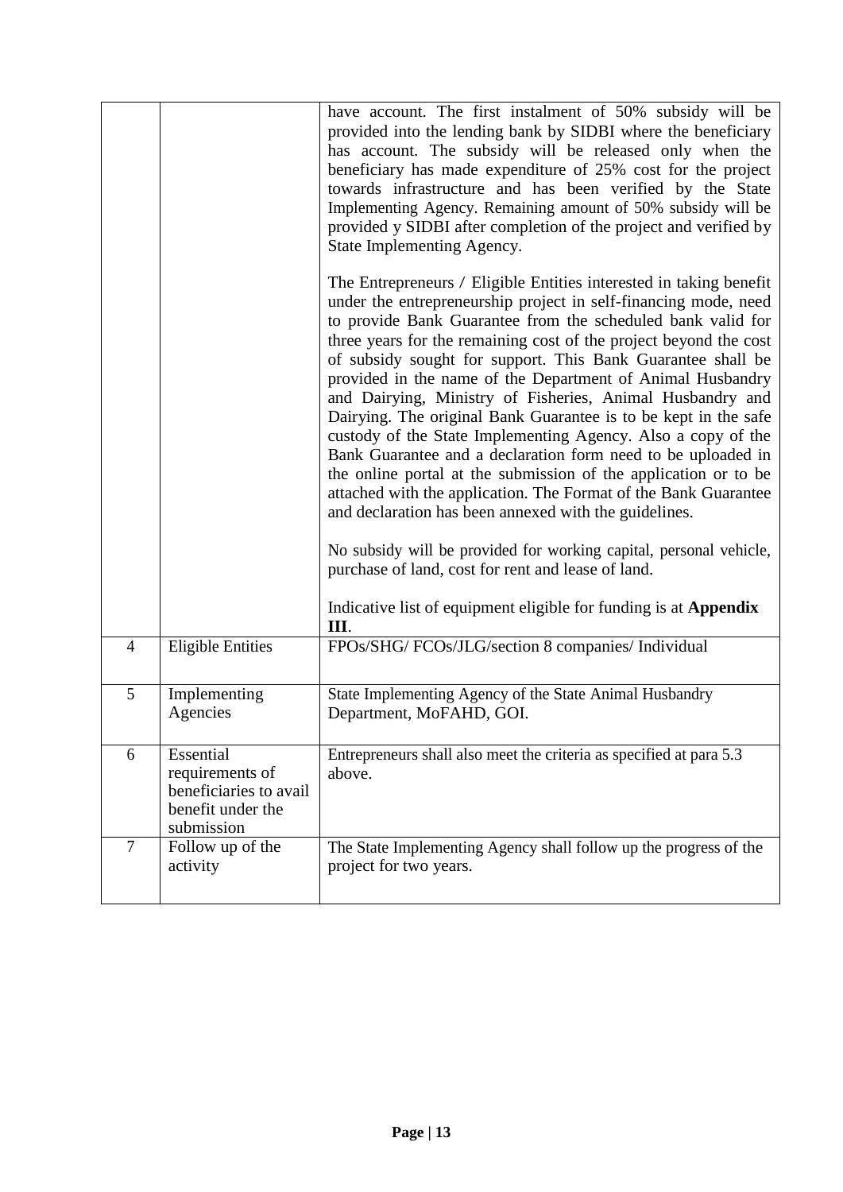|  |  | have account. The first instalment of 50% subsidy will be provided into the lending bank by SIDBI where the beneficiary has account. The subsidy will be released only when the beneficiary has made expenditure of 25% cost for the project towards infrastructure and has been verified by the State Implementing Agency. Remaining amount of 50% subsidy will be provided y SIDBI after completion of the project and verified by State Implementing Agency.<br><br>The Entrepreneurs / Eligible Entities interested in taking benefit under the entrepreneurship project in self-financing mode, need to provide Bank Guarantee from the scheduled bank valid for three years for the remaining cost of the project beyond the cost of subsidy sought for support. This Bank Guarantee shall be provided in the name of the Department of Animal Husbandry and Dairying, Ministry of Fisheries, Animal Husbandry and Dairying. The original Bank Guarantee is to be kept in the safe custody of the State Implementing Agency. Also a copy of the Bank Guarantee and a declaration form need to be uploaded in the online portal at the submission of the application or to be attached with the application. The Format of the Bank Guarantee and declaration has been annexed with the guidelines.<br><br>No subsidy will be provided for working capital, personal vehicle, purchase of land, cost for rent and lease of land.<br><br>Indicative list of equipment eligible for funding is at **Appendix III**. |
|---|---|---|
| 4 | Eligible Entities | FPOs/SHG/ FCOs/JLG/section 8 companies/ Individual |
| 5 | Implementing Agencies | State Implementing Agency of the State Animal Husbandry Department, MoFAHD, GOI. |
| 6 | Essential requirements of beneficiaries to avail benefit under the submission | Entrepreneurs shall also meet the criteria as specified at para 5.3 above. |
| 7 | Follow up of the activity | The State Implementing Agency shall follow up the progress of the project for two years. |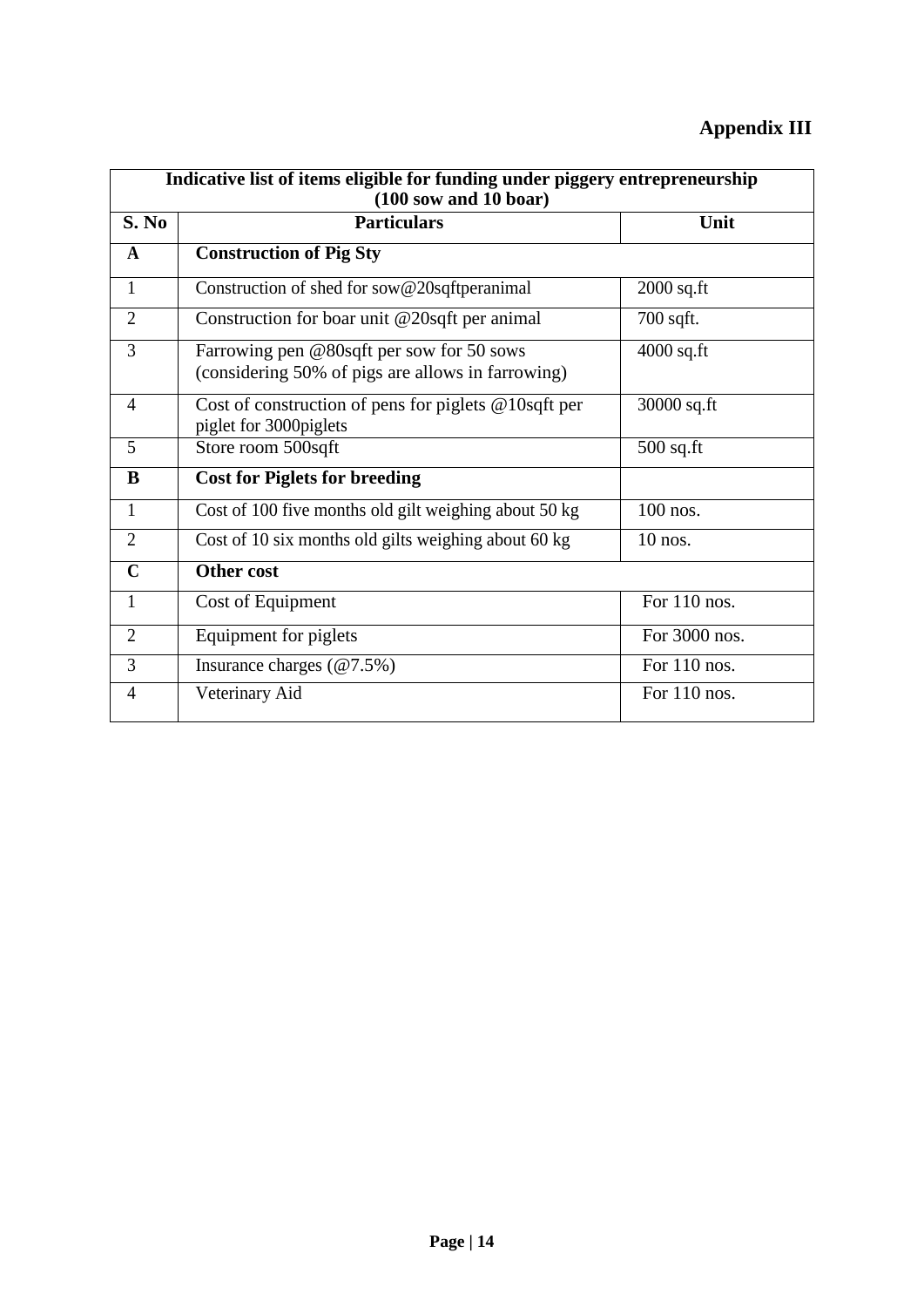# Appendix III

| Indicative list of items eligible for funding under piggery entrepreneurship (100 sow and 10 boar) | | |
|---|---|---|
| **S. No** | **Particulars** | **Unit** |
| **A** | **Construction of Pig Sty** | |
| 1 | Construction of shed for sow@20sqftperanimal | 2000 sq.ft |
| 2 | Construction for boar unit @20sqft per animal | 700 sqft. |
| 3 | Farrowing pen @80sqft per sow for 50 sows (considering 50% of pigs are allows in farrowing) | 4000 sq.ft |
| 4 | Cost of construction of pens for piglets @10sqft per piglet for 3000piglets | 30000 sq.ft |
| 5 | Store room 500sqft | 500 sq.ft |
| **B** | **Cost for Piglets for breeding** | |
| 1 | Cost of 100 five months old gilt weighing about 50 kg | 100 nos. |
| 2 | Cost of 10 six months old gilts weighing about 60 kg | 10 nos. |
| **C** | **Other cost** | |
| 1 | Cost of Equipment | For 110 nos. |
| 2 | Equipment for piglets | For 3000 nos. |
| 3 | Insurance charges (@7.5%) | For 110 nos. |
| 4 | Veterinary Aid | For 110 nos. |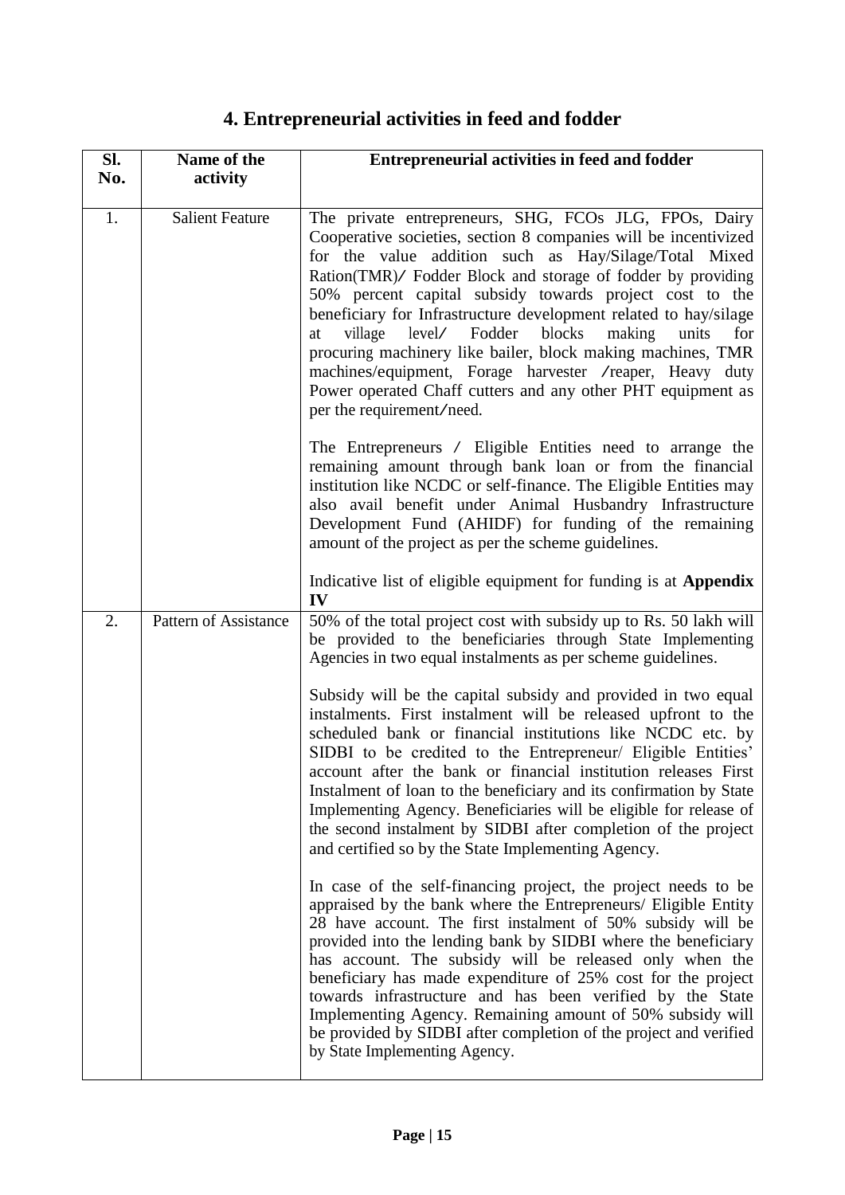# 4. Entrepreneurial activities in feed and fodder

| Sl. No. | Name of the activity | Entrepreneurial activities in feed and fodder |
|---|---|---|
| 1. | Salient Feature | The private entrepreneurs, SHG, FCOs JLG, FPOs, Dairy Cooperative societies, section 8 companies will be incentivized for the value addition such as Hay/Silage/Total Mixed Ration(TMR)/ Fodder Block and storage of fodder by providing 50% percent capital subsidy towards project cost to the beneficiary for Infrastructure development related to hay/silage at village level/ Fodder blocks making units for procuring machinery like bailer, block making machines, TMR machines/equipment, Forage harvester /reaper, Heavy duty Power operated Chaff cutters and any other PHT equipment as per the requirement/need.<br><br>The Entrepreneurs / Eligible Entities need to arrange the remaining amount through bank loan or from the financial institution like NCDC or self-finance. The Eligible Entities may also avail benefit under Animal Husbandry Infrastructure Development Fund (AHIDF) for funding of the remaining amount of the project as per the scheme guidelines.<br><br>Indicative list of eligible equipment for funding is at **Appendix IV** |
| 2. | Pattern of Assistance | 50% of the total project cost with subsidy up to Rs. 50 lakh will be provided to the beneficiaries through State Implementing Agencies in two equal instalments as per scheme guidelines.<br><br>Subsidy will be the capital subsidy and provided in two equal instalments. First instalment will be released upfront to the scheduled bank or financial institutions like NCDC etc. by SIDBI to be credited to the Entrepreneur/ Eligible Entities' account after the bank or financial institution releases First Instalment of loan to the beneficiary and its confirmation by State Implementing Agency. Beneficiaries will be eligible for release of the second instalment by SIDBI after completion of the project and certified so by the State Implementing Agency.<br><br>In case of the self-financing project, the project needs to be appraised by the bank where the Entrepreneurs/ Eligible Entity 28 have account. The first instalment of 50% subsidy will be provided into the lending bank by SIDBI where the beneficiary has account. The subsidy will be released only when the beneficiary has made expenditure of 25% cost for the project towards infrastructure and has been verified by the State Implementing Agency. Remaining amount of 50% subsidy will be provided by SIDBI after completion of the project and verified by State Implementing Agency. |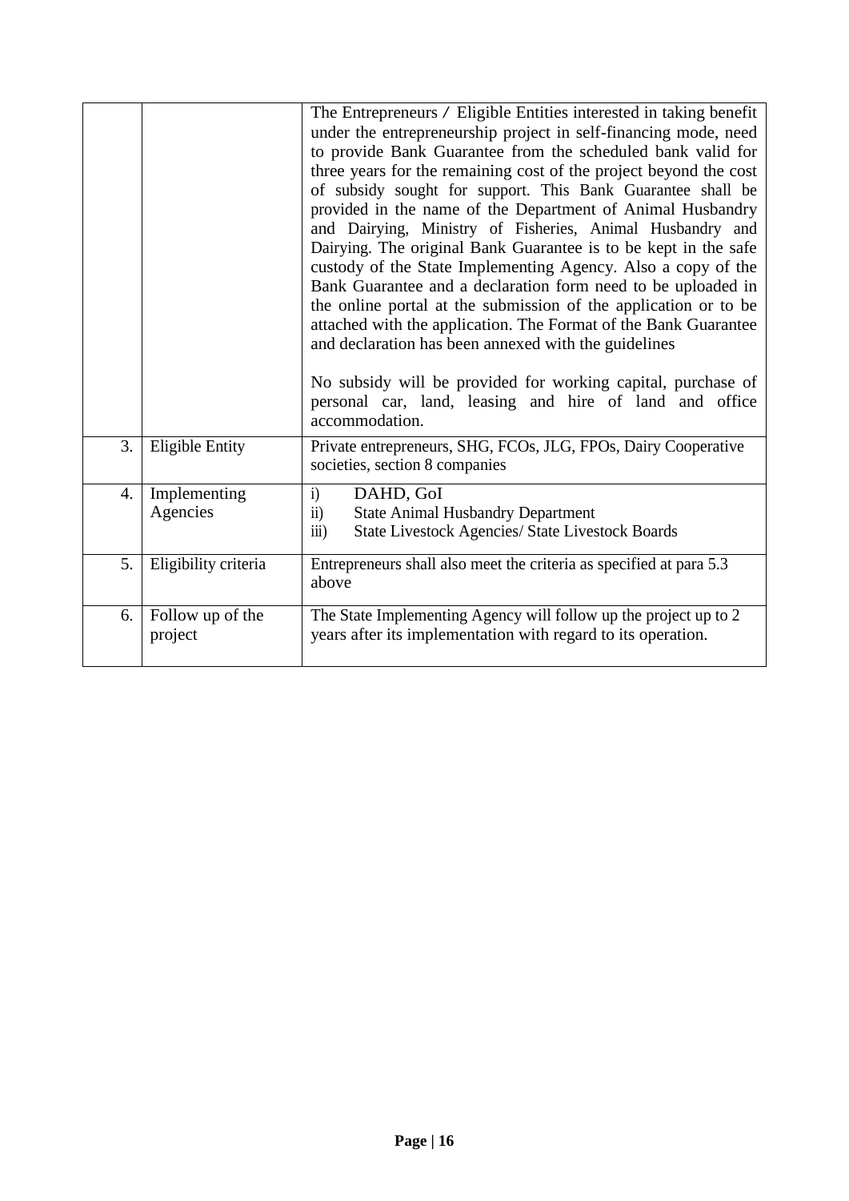| | | |
|---|---|---|
| | | The Entrepreneurs / Eligible Entities interested in taking benefit under the entrepreneurship project in self-financing mode, need to provide Bank Guarantee from the scheduled bank valid for three years for the remaining cost of the project beyond the cost of subsidy sought for support. This Bank Guarantee shall be provided in the name of the Department of Animal Husbandry and Dairying, Ministry of Fisheries, Animal Husbandry and Dairying. The original Bank Guarantee is to be kept in the safe custody of the State Implementing Agency. Also a copy of the Bank Guarantee and a declaration form need to be uploaded in the online portal at the submission of the application or to be attached with the application. The Format of the Bank Guarantee and declaration has been annexed with the guidelines<br><br>No subsidy will be provided for working capital, purchase of personal car, land, leasing and hire of land and office accommodation. |
| 3. | Eligible Entity | Private entrepreneurs, SHG, FCOs, JLG, FPOs, Dairy Cooperative societies, section 8 companies |
| 4. | Implementing Agencies | i) DAHD, GoI<br>ii) State Animal Husbandry Department<br>iii) State Livestock Agencies/ State Livestock Boards |
| 5. | Eligibility criteria | Entrepreneurs shall also meet the criteria as specified at para 5.3 above |
| 6. | Follow up of the project | The State Implementing Agency will follow up the project up to 2 years after its implementation with regard to its operation. |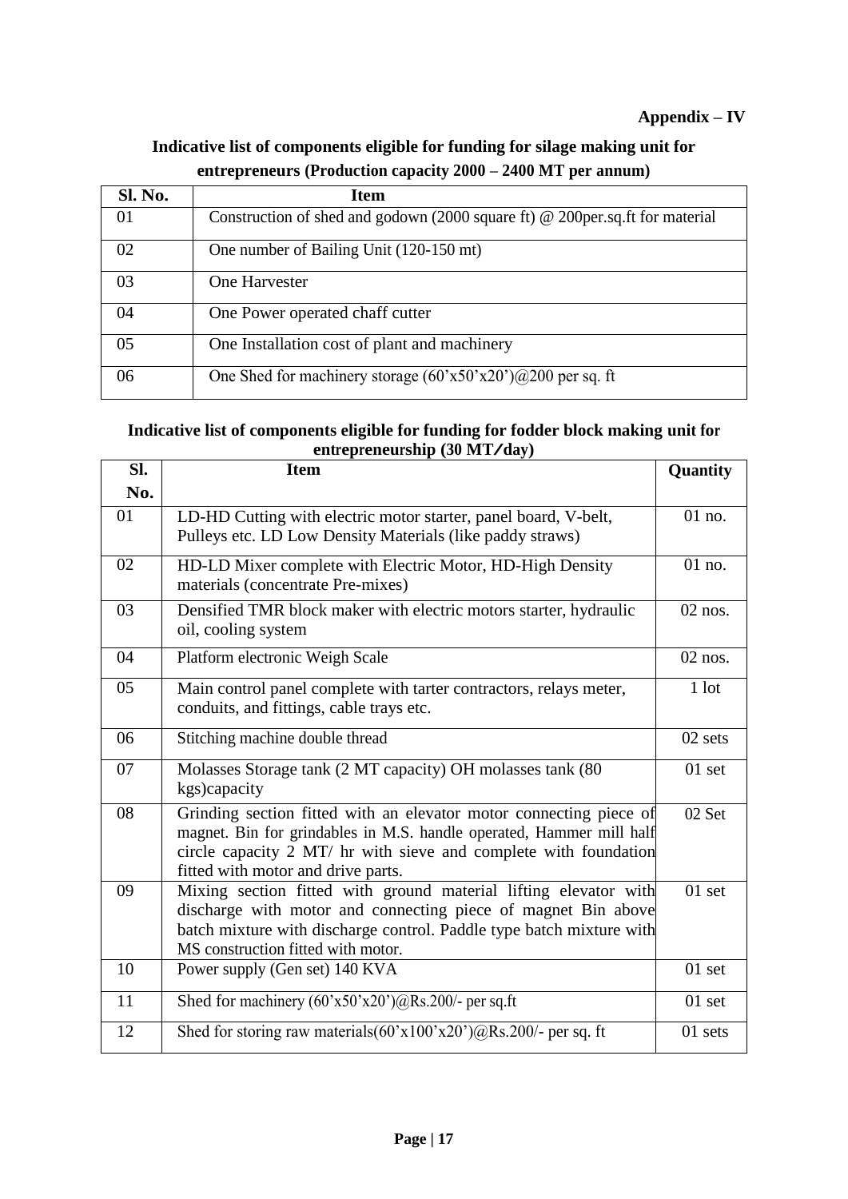**Appendix – IV**

**Indicative list of components eligible for funding for silage making unit for entrepreneurs (Production capacity 2000 – 2400 MT per annum)**

| Sl. No. | Item |
|---|---|
| 01 | Construction of shed and godown (2000 square ft) @ 200per.sq.ft for material |
| 02 | One number of Bailing Unit (120-150 mt) |
| 03 | One Harvester |
| 04 | One Power operated chaff cutter |
| 05 | One Installation cost of plant and machinery |
| 06 | One Shed for machinery storage (60'x50'x20')@200 per sq. ft |

**Indicative list of components eligible for funding for fodder block making unit for entrepreneurship (30 MT/day)**

| Sl. No. | Item | Quantity |
|---|---|---|
| 01 | LD-HD Cutting with electric motor starter, panel board, V-belt, Pulleys etc. LD Low Density Materials (like paddy straws) | 01 no. |
| 02 | HD-LD Mixer complete with Electric Motor, HD-High Density materials (concentrate Pre-mixes) | 01 no. |
| 03 | Densified TMR block maker with electric motors starter, hydraulic oil, cooling system | 02 nos. |
| 04 | Platform electronic Weigh Scale | 02 nos. |
| 05 | Main control panel complete with tarter contractors, relays meter, conduits, and fittings, cable trays etc. | 1 lot |
| 06 | Stitching machine double thread | 02 sets |
| 07 | Molasses Storage tank (2 MT capacity) OH molasses tank (80 kgs)capacity | 01 set |
| 08 | Grinding section fitted with an elevator motor connecting piece of magnet. Bin for grindables in M.S. handle operated, Hammer mill half circle capacity 2 MT/ hr with sieve and complete with foundation fitted with motor and drive parts. | 02 Set |
| 09 | Mixing section fitted with ground material lifting elevator with discharge with motor and connecting piece of magnet Bin above batch mixture with discharge control. Paddle type batch mixture with MS construction fitted with motor. | 01 set |
| 10 | Power supply (Gen set) 140 KVA | 01 set |
| 11 | Shed for machinery (60'x50'x20')@Rs.200/- per sq.ft | 01 set |
| 12 | Shed for storing raw materials(60'x100'x20')@Rs.200/- per sq. ft | 01 sets |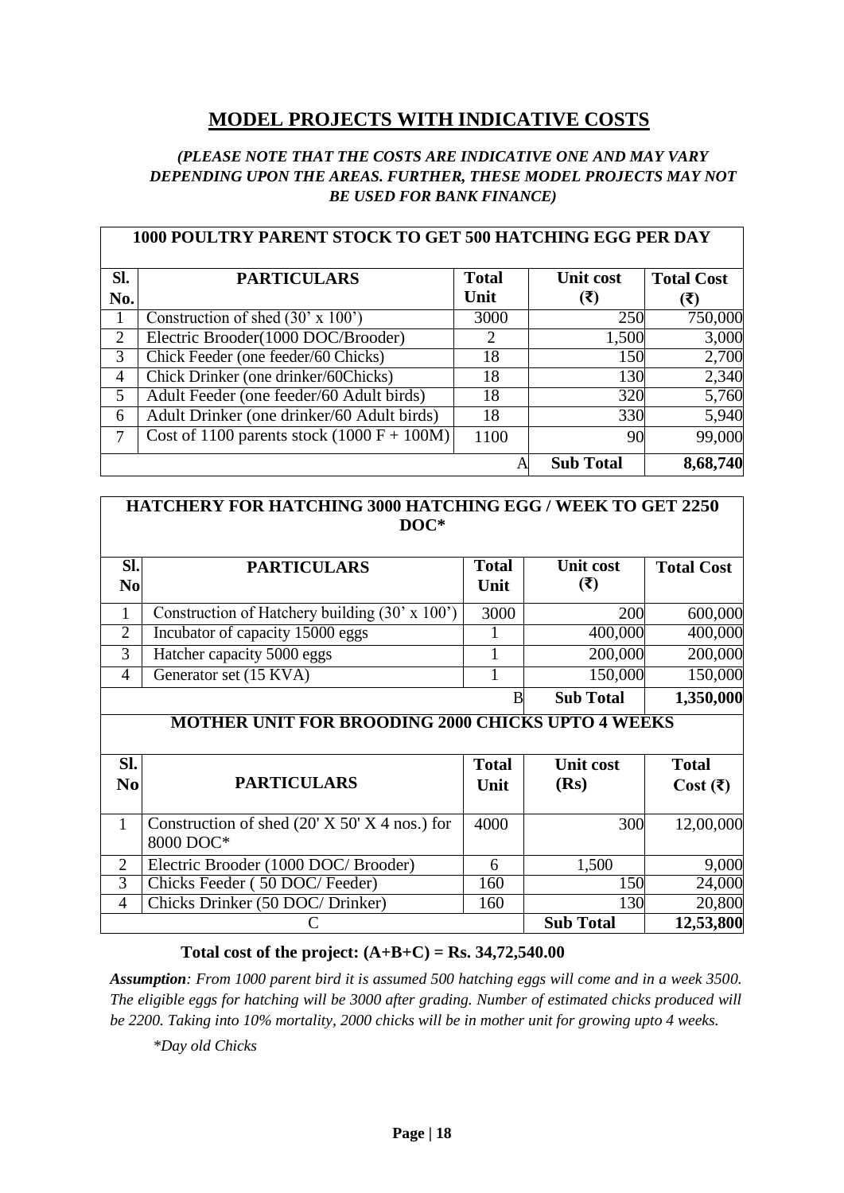## MODEL PROJECTS WITH INDICATIVE COSTS

*(PLEASE NOTE THAT THE COSTS ARE INDICATIVE ONE AND MAY VARY DEPENDING UPON THE AREAS. FURTHER, THESE MODEL PROJECTS MAY NOT BE USED FOR BANK FINANCE)*

| **1000 POULTRY PARENT STOCK TO GET 500 HATCHING EGG PER DAY** | | | | |
|---|---|---|---|---|
| **Sl. No.** | **PARTICULARS** | **Total Unit** | **Unit cost (₹)** | **Total Cost (₹)** |
| 1 | Construction of shed (30' x 100') | 3000 | 250 | 750,000 |
| 2 | Electric Brooder(1000 DOC/Brooder) | 2 | 1,500 | 3,000 |
| 3 | Chick Feeder (one feeder/60 Chicks) | 18 | 150 | 2,700 |
| 4 | Chick Drinker (one drinker/60Chicks) | 18 | 130 | 2,340 |
| 5 | Adult Feeder (one feeder/60 Adult birds) | 18 | 320 | 5,760 |
| 6 | Adult Drinker (one drinker/60 Adult birds) | 18 | 330 | 5,940 |
| 7 | Cost of 1100 parents stock (1000 F + 100M) | 1100 | 90 | 99,000 |
| | | A | **Sub Total** | **8,68,740** |

| **HATCHERY FOR HATCHING 3000 HATCHING EGG / WEEK TO GET 2250 DOC*** | | | | |
|---|---|---|---|---|
| **Sl. No** | **PARTICULARS** | **Total Unit** | **Unit cost (₹)** | **Total Cost** |
| 1 | Construction of Hatchery building (30' x 100') | 3000 | 200 | 600,000 |
| 2 | Incubator of capacity 15000 eggs | 1 | 400,000 | 400,000 |
| 3 | Hatcher capacity 5000 eggs | 1 | 200,000 | 200,000 |
| 4 | Generator set (15 KVA) | 1 | 150,000 | 150,000 |
| | | B | **Sub Total** | **1,350,000** |

| **MOTHER UNIT FOR BROODING 2000 CHICKS UPTO 4 WEEKS** | | | | |
|---|---|---|---|---|
| **Sl. No** | **PARTICULARS** | **Total Unit** | **Unit cost (Rs)** | **Total Cost (₹)** |
| 1 | Construction of shed (20' X 50' X 4 nos.) for 8000 DOC* | 4000 | 300 | 12,00,000 |
| 2 | Electric Brooder (1000 DOC/ Brooder) | 6 | 1,500 | 9,000 |
| 3 | Chicks Feeder ( 50 DOC/ Feeder) | 160 | 150 | 24,000 |
| 4 | Chicks Drinker (50 DOC/ Drinker) | 160 | 130 | 20,800 |
| | C | | **Sub Total** | **12,53,800** |

**Total cost of the project: (A+B+C) = Rs. 34,72,540.00**

***Assumption**: From 1000 parent bird it is assumed 500 hatching eggs will come and in a week 3500. The eligible eggs for hatching will be 3000 after grading. Number of estimated chicks produced will be 2200. Taking into 10% mortality, 2000 chicks will be in mother unit for growing upto 4 weeks.*

*\*Day old Chicks*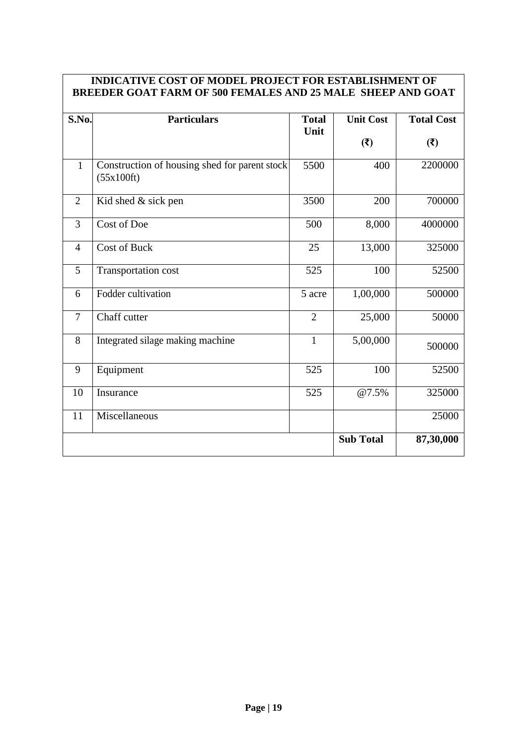| INDICATIVE COST OF MODEL PROJECT FOR ESTABLISHMENT OF BREEDER GOAT FARM OF 500 FEMALES AND 25 MALE SHEEP AND GOAT | | | | |
|---|---|---|---|---|
| **S.No.** | **Particulars** | **Total Unit** | **Unit Cost (₹)** | **Total Cost (₹)** |
| 1 | Construction of housing shed for parent stock (55x100ft) | 5500 | 400 | 2200000 |
| 2 | Kid shed & sick pen | 3500 | 200 | 700000 |
| 3 | Cost of Doe | 500 | 8,000 | 4000000 |
| 4 | Cost of Buck | 25 | 13,000 | 325000 |
| 5 | Transportation cost | 525 | 100 | 52500 |
| 6 | Fodder cultivation | 5 acre | 1,00,000 | 500000 |
| 7 | Chaff cutter | 2 | 25,000 | 50000 |
| 8 | Integrated silage making machine | 1 | 5,00,000 | 500000 |
| 9 | Equipment | 525 | 100 | 52500 |
| 10 | Insurance | 525 | @7.5% | 325000 |
| 11 | Miscellaneous | | | 25000 |
| | | | **Sub Total** | **87,30,000** |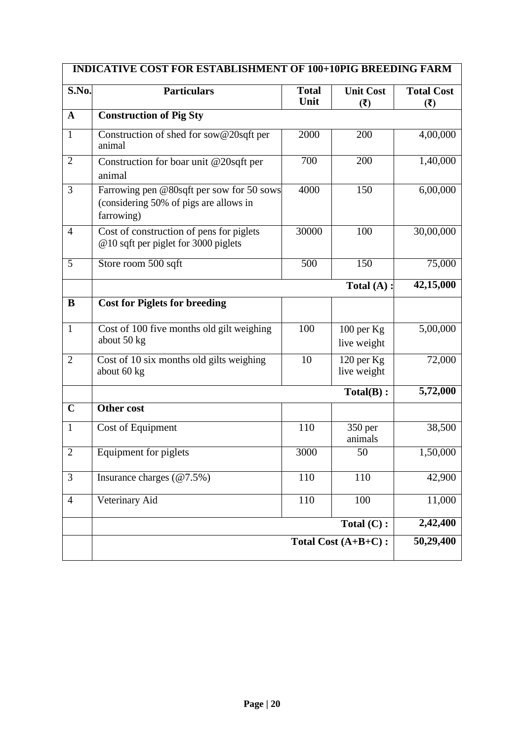| INDICATIVE COST FOR ESTABLISHMENT OF 100+10PIG BREEDING FARM | | | | |
|---|---|---|---|---|
| **S.No.** | **Particulars** | **Total Unit** | **Unit Cost (₹)** | **Total Cost (₹)** |
| **A** | **Construction of Pig Sty** | | | |
| 1 | Construction of shed for sow@20sqft per animal | 2000 | 200 | 4,00,000 |
| 2 | Construction for boar unit @20sqft per animal | 700 | 200 | 1,40,000 |
| 3 | Farrowing pen @80sqft per sow for 50 sows (considering 50% of pigs are allows in farrowing) | 4000 | 150 | 6,00,000 |
| 4 | Cost of construction of pens for piglets @10 sqft per piglet for 3000 piglets | 30000 | 100 | 30,00,000 |
| 5 | Store room 500 sqft | 500 | 150 | 75,000 |
| | | | **Total (A) :** | **42,15,000** |
| **B** | **Cost for Piglets for breeding** | | | |
| 1 | Cost of 100 five months old gilt weighing about 50 kg | 100 | 100 per Kg live weight | 5,00,000 |
| 2 | Cost of 10 six months old gilts weighing about 60 kg | 10 | 120 per Kg live weight | 72,000 |
| | | | **Total(B) :** | **5,72,000** |
| **C** | **Other cost** | | | |
| 1 | Cost of Equipment | 110 | 350 per animals | 38,500 |
| 2 | Equipment for piglets | 3000 | 50 | 1,50,000 |
| 3 | Insurance charges (@7.5%) | 110 | 110 | 42,900 |
| 4 | Veterinary Aid | 110 | 100 | 11,000 |
| | | | **Total (C) :** | **2,42,400** |
| | | | **Total Cost (A+B+C) :** | **50,29,400** |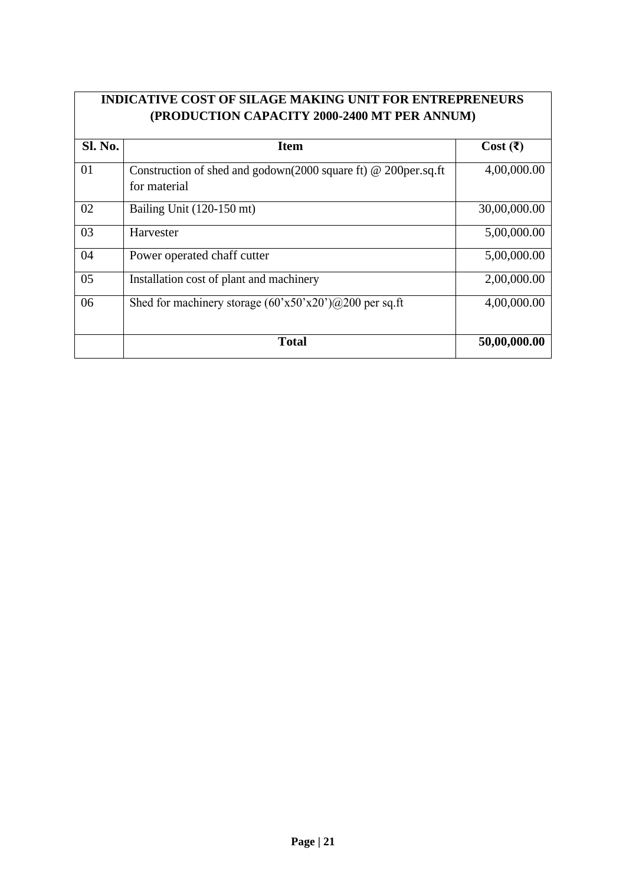## INDICATIVE COST OF SILAGE MAKING UNIT FOR ENTREPRENEURS (PRODUCTION CAPACITY 2000-2400 MT PER ANNUM)

| Sl. No. | Item | Cost (₹) |
|---|---|---|
| 01 | Construction of shed and godown(2000 square ft) @ 200per.sq.ft for material | 4,00,000.00 |
| 02 | Bailing Unit (120-150 mt) | 30,00,000.00 |
| 03 | Harvester | 5,00,000.00 |
| 04 | Power operated chaff cutter | 5,00,000.00 |
| 05 | Installation cost of plant and machinery | 2,00,000.00 |
| 06 | Shed for machinery storage (60'x50'x20')@200 per sq.ft | 4,00,000.00 |
| | **Total** | **50,00,000.00** |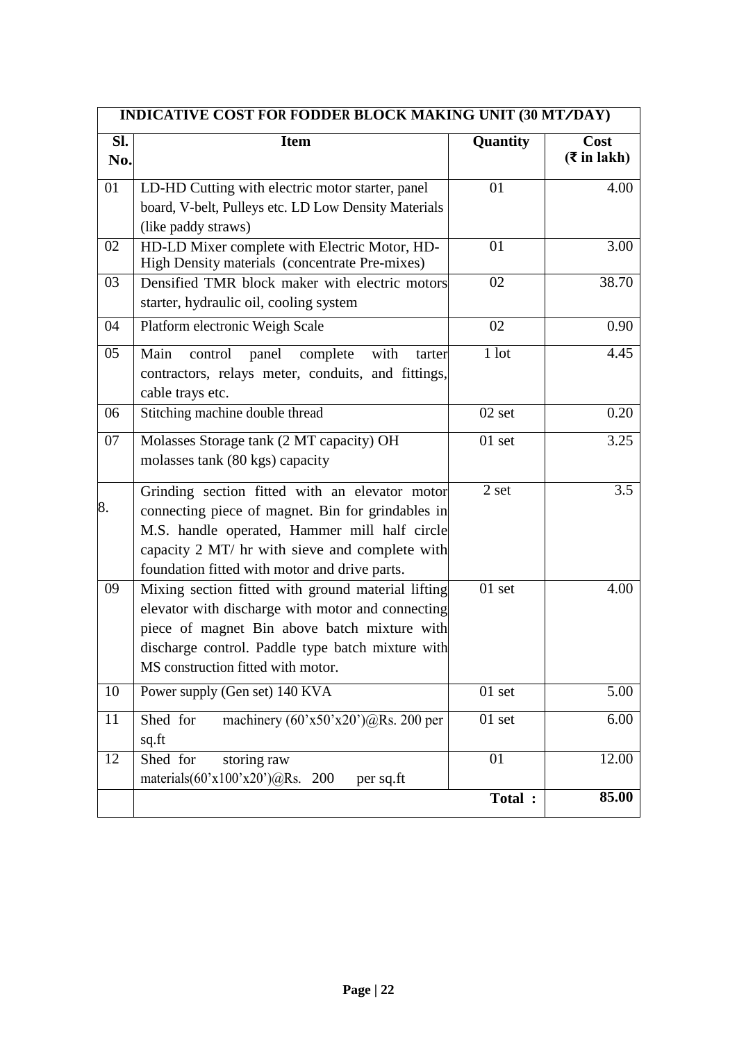| INDICATIVE COST FOR FODDER BLOCK MAKING UNIT (30 MT/DAY) | | | |
|---|---|---|---|
| **Sl. No.** | **Item** | **Quantity** | **Cost (₹ in lakh)** |
| 01 | LD-HD Cutting with electric motor starter, panel board, V-belt, Pulleys etc. LD Low Density Materials (like paddy straws) | 01 | 4.00 |
| 02 | HD-LD Mixer complete with Electric Motor, HD-High Density materials (concentrate Pre-mixes) | 01 | 3.00 |
| 03 | Densified TMR block maker with electric motors starter, hydraulic oil, cooling system | 02 | 38.70 |
| 04 | Platform electronic Weigh Scale | 02 | 0.90 |
| 05 | Main control panel complete with tarter contractors, relays meter, conduits, and fittings, cable trays etc. | 1 lot | 4.45 |
| 06 | Stitching machine double thread | 02 set | 0.20 |
| 07 | Molasses Storage tank (2 MT capacity) OH molasses tank (80 kgs) capacity | 01 set | 3.25 |
| 8. | Grinding section fitted with an elevator motor connecting piece of magnet. Bin for grindables in M.S. handle operated, Hammer mill half circle capacity 2 MT/ hr with sieve and complete with foundation fitted with motor and drive parts. | 2 set | 3.5 |
| 09 | Mixing section fitted with ground material lifting elevator with discharge with motor and connecting piece of magnet Bin above batch mixture with discharge control. Paddle type batch mixture with MS construction fitted with motor. | 01 set | 4.00 |
| 10 | Power supply (Gen set) 140 KVA | 01 set | 5.00 |
| 11 | Shed for machinery (60'x50'x20')@Rs. 200 per sq.ft | 01 set | 6.00 |
| 12 | Shed for storing raw materials(60'x100'x20')@Rs. 200 per sq.ft | 01 | 12.00 |
| | | **Total :** | **85.00** |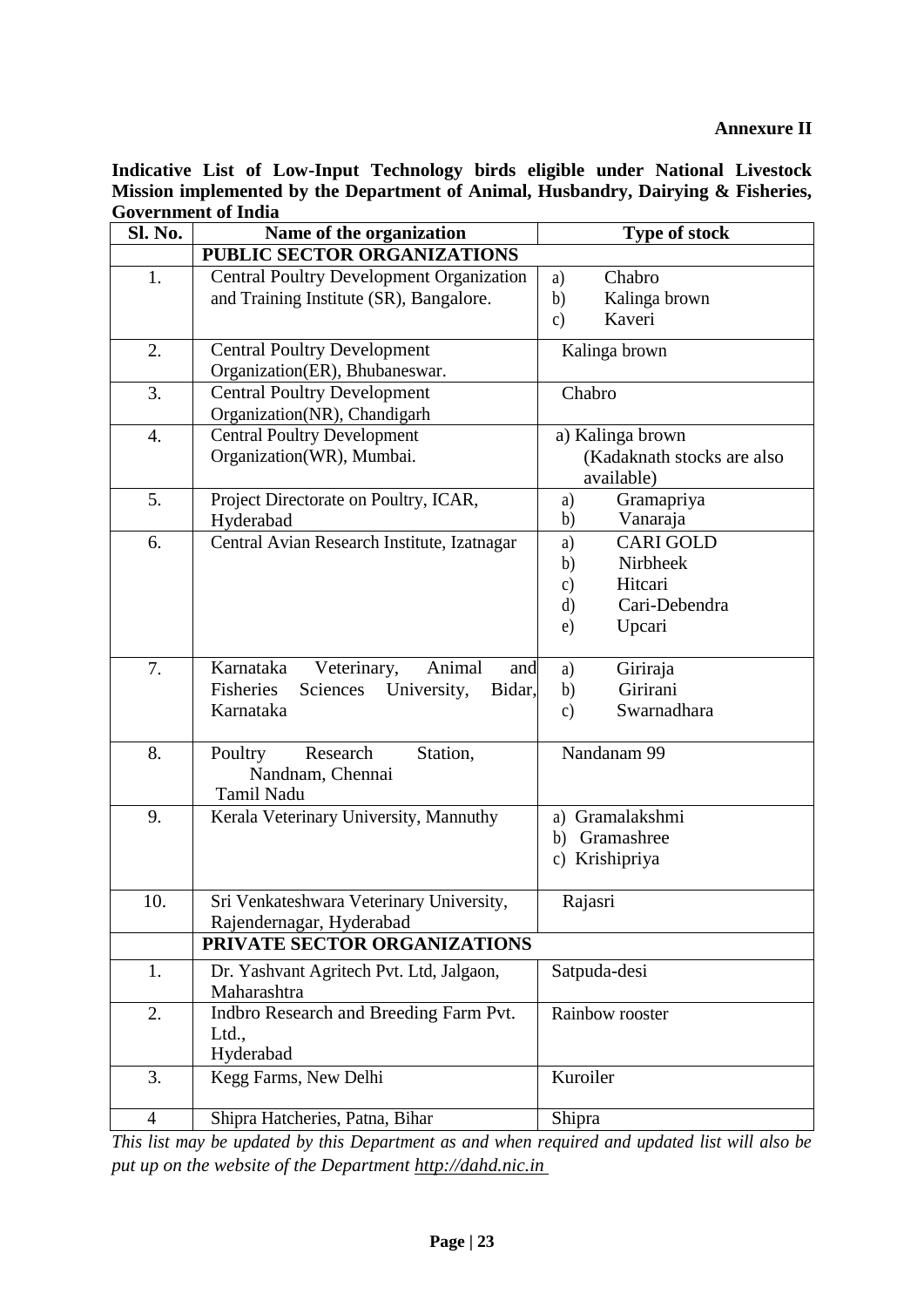**Annexure II**

**Indicative List of Low-Input Technology birds eligible under National Livestock Mission implemented by the Department of Animal, Husbandry, Dairying & Fisheries, Government of India**

| Sl. No. | Name of the organization | Type of stock |
|---|---|---|
| | **PUBLIC SECTOR ORGANIZATIONS** | |
| 1. | Central Poultry Development Organization and Training Institute (SR), Bangalore. | a) Chabro<br>b) Kalinga brown<br>c) Kaveri |
| 2. | Central Poultry Development Organization(ER), Bhubaneswar. | Kalinga brown |
| 3. | Central Poultry Development Organization(NR), Chandigarh | Chabro |
| 4. | Central Poultry Development Organization(WR), Mumbai. | a) Kalinga brown (Kadaknath stocks are also available) |
| 5. | Project Directorate on Poultry, ICAR, Hyderabad | a) Gramapriya<br>b) Vanaraja |
| 6. | Central Avian Research Institute, Izatnagar | a) CARI GOLD<br>b) Nirbheek<br>c) Hitcari<br>d) Cari-Debendra<br>e) Upcari |
| 7. | Karnataka Veterinary, Animal and Fisheries Sciences University, Bidar, Karnataka | a) Giriraja<br>b) Girirani<br>c) Swarnadhara |
| 8. | Poultry Research Station, Nandnam, Chennai Tamil Nadu | Nandanam 99 |
| 9. | Kerala Veterinary University, Mannuthy | a) Gramalakshmi<br>b) Gramashree<br>c) Krishipriya |
| 10. | Sri Venkateshwara Veterinary University, Rajendernagar, Hyderabad | Rajasri |
| | **PRIVATE SECTOR ORGANIZATIONS** | |
| 1. | Dr. Yashvant Agritech Pvt. Ltd, Jalgaon, Maharashtra | Satpuda-desi |
| 2. | Indbro Research and Breeding Farm Pvt. Ltd., Hyderabad | Rainbow rooster |
| 3. | Kegg Farms, New Delhi | Kuroiler |
| 4 | Shipra Hatcheries, Patna, Bihar | Shipra |

*This list may be updated by this Department as and when required and updated list will also be put up on the website of the Department http://dahd.nic.in*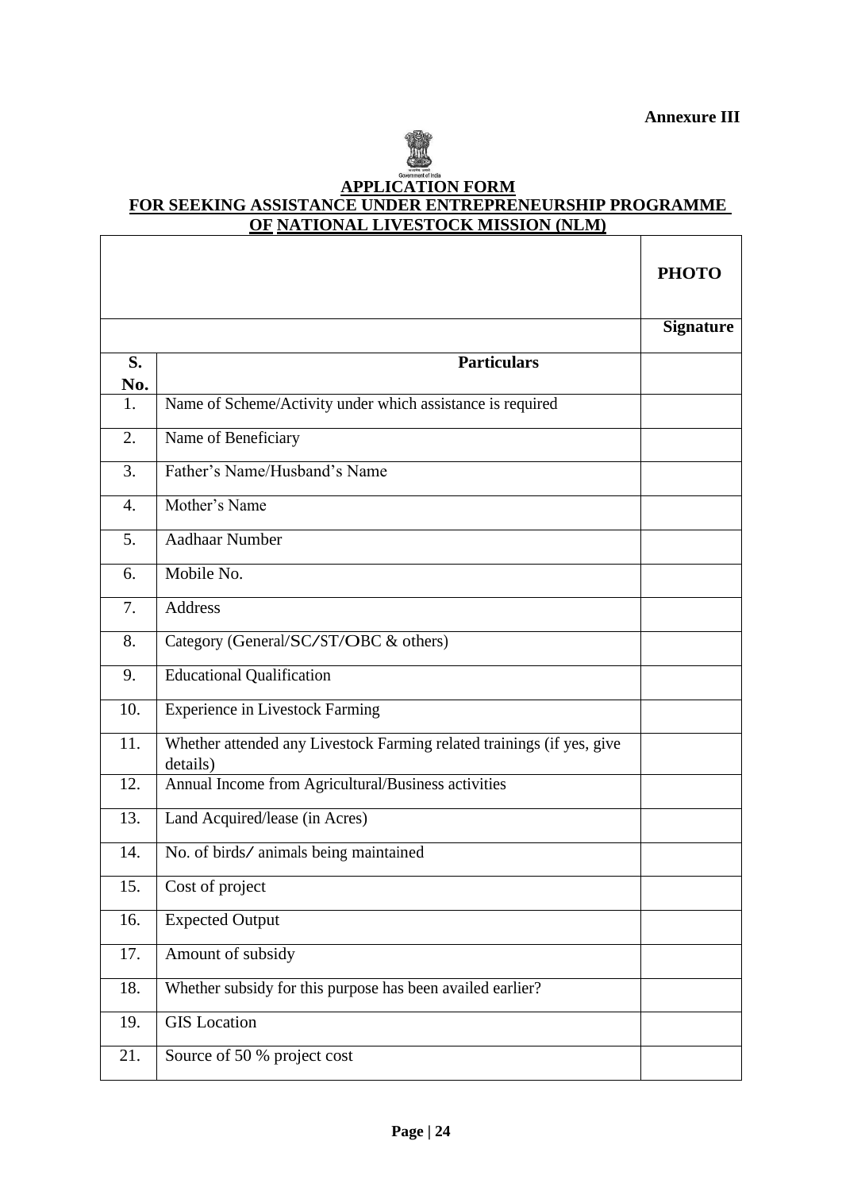**Annexure III**

**APPLICATION FORM**
**FOR SEEKING ASSISTANCE UNDER ENTREPRENEURSHIP PROGRAMME OF NATIONAL LIVESTOCK MISSION (NLM)**

| | | **PHOTO** |
|---|---|---|
| | | **Signature** |
| **S. No.** | **Particulars** | |
| 1. | Name of Scheme/Activity under which assistance is required | |
| 2. | Name of Beneficiary | |
| 3. | Father's Name/Husband's Name | |
| 4. | Mother's Name | |
| 5. | Aadhaar Number | |
| 6. | Mobile No. | |
| 7. | Address | |
| 8. | Category (General/SC/ST/OBC & others) | |
| 9. | Educational Qualification | |
| 10. | Experience in Livestock Farming | |
| 11. | Whether attended any Livestock Farming related trainings (if yes, give details) | |
| 12. | Annual Income from Agricultural/Business activities | |
| 13. | Land Acquired/lease (in Acres) | |
| 14. | No. of birds/ animals being maintained | |
| 15. | Cost of project | |
| 16. | Expected Output | |
| 17. | Amount of subsidy | |
| 18. | Whether subsidy for this purpose has been availed earlier? | |
| 19. | GIS Location | |
| 21. | Source of 50 % project cost | |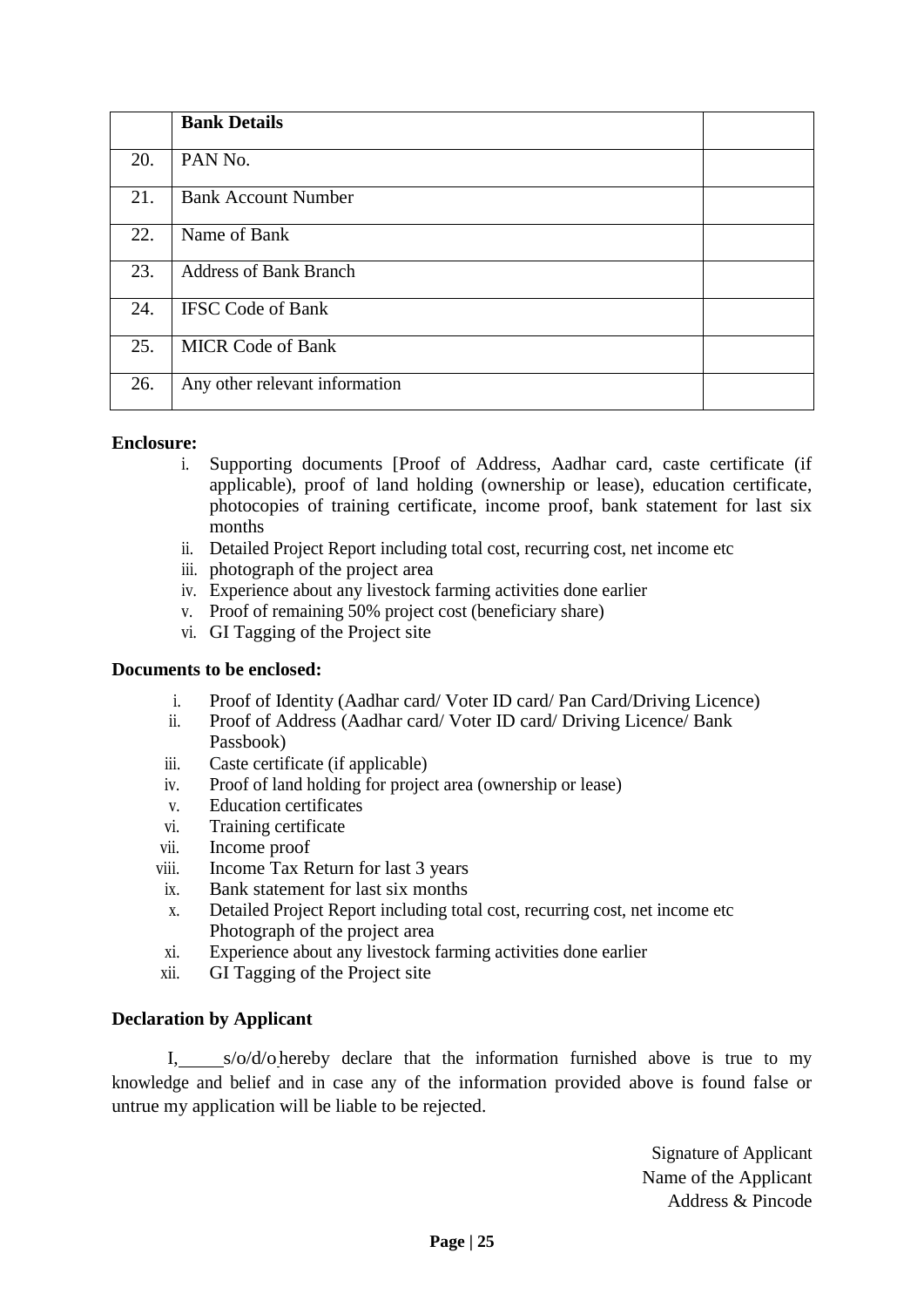| | Bank Details | |
|---|---|---|
| 20. | PAN No. | |
| 21. | Bank Account Number | |
| 22. | Name of Bank | |
| 23. | Address of Bank Branch | |
| 24. | IFSC Code of Bank | |
| 25. | MICR Code of Bank | |
| 26. | Any other relevant information | |

**Enclosure:**

- i. Supporting documents [Proof of Address, Aadhar card, caste certificate (if applicable), proof of land holding (ownership or lease), education certificate, photocopies of training certificate, income proof, bank statement for last six months
- ii. Detailed Project Report including total cost, recurring cost, net income etc
- iii. photograph of the project area
- iv. Experience about any livestock farming activities done earlier
- v. Proof of remaining 50% project cost (beneficiary share)
- vi. GI Tagging of the Project site

**Documents to be enclosed:**

- i. Proof of Identity (Aadhar card/ Voter ID card/ Pan Card/Driving Licence)
- ii. Proof of Address (Aadhar card/ Voter ID card/ Driving Licence/ Bank Passbook)
- iii. Caste certificate (if applicable)
- iv. Proof of land holding for project area (ownership or lease)
- v. Education certificates
- vi. Training certificate
- vii. Income proof
- viii. Income Tax Return for last 3 years
- ix. Bank statement for last six months
- x. Detailed Project Report including total cost, recurring cost, net income etc Photograph of the project area
- xi. Experience about any livestock farming activities done earlier
- xii. GI Tagging of the Project site

**Declaration by Applicant**

I,\_\_\_\_\_s/o/d/o hereby declare that the information furnished above is true to my knowledge and belief and in case any of the information provided above is found false or untrue my application will be liable to be rejected.

Signature of Applicant
Name of the Applicant
Address & Pincode